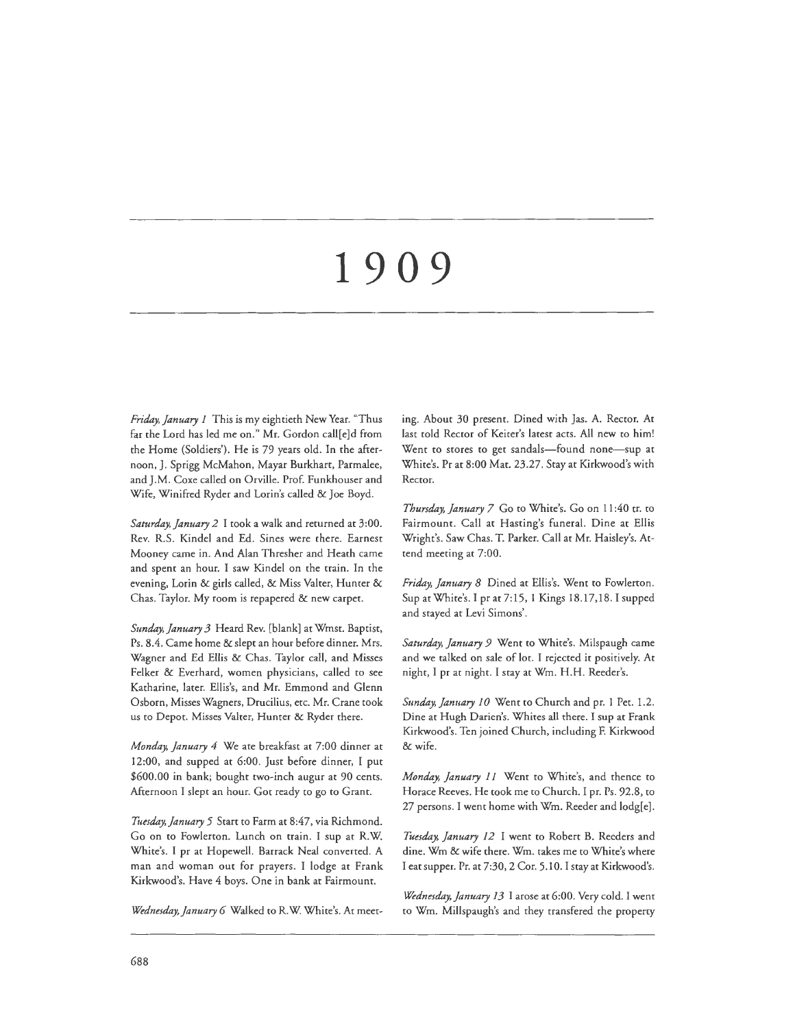# 1909

*Friday, January 1* This is my eightieth New Year. "Thus far the Lord has led me on." Mr. Gordon call[e]d from the Home (Soldiers'). He is 79 years old. In the afternoon, J. Sprigg McMahon, Mayar Burkhart, Parmalee, and J.M. Coxe called on Orville. Prof. Funkhouser and Wife, Winifred Ryder and Lorin's called & Joe Boyd.

*Saturday, January 2* I took a walk and returned at 3:00. Rev. R.S. Kindel and Ed. Sines were there. Earnest Mooney came in. And Alan Thresher and Heath came and spent an hour. I saw Kindel on the train. In the evening, Lorin & girls called, & Miss Valter, Hunter & Chas. Taylor. My room is repapered & new carpet.

*Sunday, January 3* Heard Rev. [blank] at Wmst. Baptist, Ps. 8.4. Came home & slept an hour before dinner. Mrs. Wagner and Ed Ellis & Chas. Taylor call, and Misses Felker & Everhard, women physicians, called to see Katharine, later. Ellis's, and Mr. Emmond and Glenn Osborn, Misses Wagners, Drucilius, etc. Mr. Crane took us to Depot. Misses Valter, Hunter & Ryder there.

*Monday, January 4* We ate breakfast at 7:00 dinner at 12:00, and supped at 6:00. Just before dinner, I put $600.00 in bank; bought two-inch augur at 90 cents. Afternoon I slept an hour. Got ready to go to Grant.

*Tuesday, January 5* Start to Farm at 8:47, via Richmond. Go on to Fowlerton. Lunch on train. I sup at R.W. White's. I pr at Hopewell. Barrack Neal converted. A man and woman out for prayers. I lodge at Frank Kirkwood's. Have 4 boys. One in bank at Fairmount.

*Wednesday, January 6* Walked to R.W. White's. At meeting. About 30 present. Dined with Jas. A. Rector. At last told Rector of Keiter's latest acts. All new to him! Went to stores to get sandals—found none—sup at White's. Pr at 8:00 Mat. 23.27. Stay at Kirkwood's with Rector.

*Thursday, January 7* Go to White's. Go on 11:40 tr. to Fairmount. Call at Hasting's funeral. Dine at Ellis Wright's. Saw Chas. T. Parker. Call at Mr. Haisley's. Attend meeting at 7:00.

*Friday, January 8* Dined at Ellis's. Went to Fowlerton. Sup at White's. I pr at 7:15, 1 Kings 18.17,18. I supped and stayed at Levi Simons'.

*Saturday, January 9* Went to White's. Milspaugh came and we talked on sale of lot. I rejected it positively. At night, I pr at night. I stay at Wm. H.H. Reeder's.

*Sunday, January 10* Went to Church and pr. 1 Pet. 1.2. Dine at Hugh Darien's. Whites all there. I sup at Frank Kirkwood's. Ten joined Church, including F. Kirkwood & wife.

*Monday, January 11* Went to White's, and thence to Horace Reeves. He took me to Church. I pr. Ps. 92.8, to 27 persons. I went home with Wm. Reeder and lodg[e].

*Tuesday, January 12* I went to Robert B. Reeders and dine. Wm & wife there. Wm. takes me to White's where I eat supper. Pr. at 7:30, 2 Cor. 5.10. I stay at Kirkwood's.

*Wednesday, January 13* I arose at 6:00. Very cold. I went to Wm. Millspaugh's and they transfered the property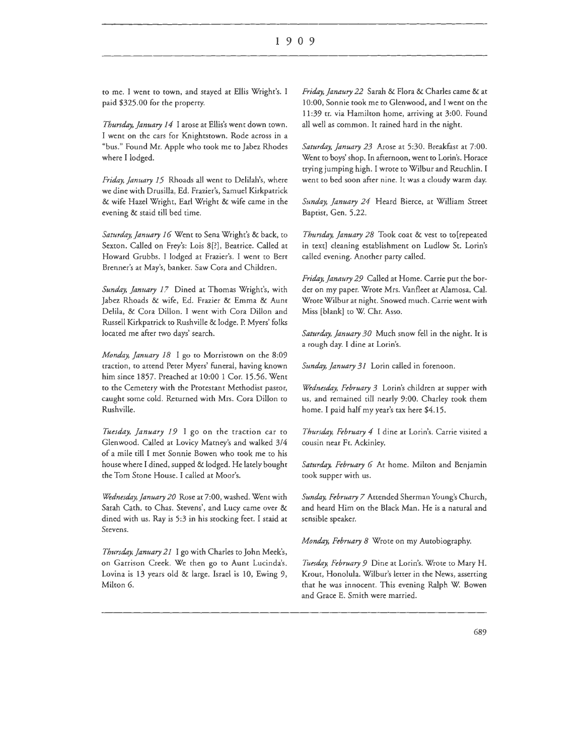to me. I went to town, and stayed at Ellis Wright's. I paid $325.00 for the property.

*Thursday, January 14* I arose at Ellis's went down town. I went on the cars for Knightstown. Rode across in a "bus." Found Mr. Apple who took me to Jabez Rhodes where I lodged.

*Friday, January 15* Rhoads all went to Delilah's, where we dine with Drusilla, Ed. Frazier's, Samuel Kirkpatrick & wife Hazel Wright, Earl Wright & wife came in the evening & staid till bed time.

*Saturday, January 16* Went to Sena Wright's & back, to Sexton. Called on Frey's: Lois 8[?], Beatrice. Called at Howard Grubbs. I lodged at Frazier's. I went to Bert Brenner's at May's, banker. Saw Cora and Children.

*Sunday, January 17* Dined at Thomas Wright's, with Jabez Rhoads & wife, Ed. Frazier & Emma & Aunt Delila, & Cora Dillon. I went with Cora Dillon and Russell Kirkpatrick to Rushville & lodge. P. Myers' folks located me after two days' search.

*Monday, January 18* I go to Morristown on the 8:09 traction, to attend Peter Myers' funeral, having known him since 1857. Preached at 10:00 1 Cor. 15.56. Went to the Cemetery with the Protestant Methodist pastor, caught some cold. Returned with Mrs. Cora Dillon to Rushville.

*Tuesday, January 19* I go on the traction car to Glenwood. Called at Lovicy Matney's and walked 3/4 of a mile till I met Sonnie Bowen who took me to his house where I dined, supped & lodged. He lately bought the Tom Stone House. I called at Moor's.

*Wednesday, January 20* Rose at 7:00, washed. Went with Sarah Cath. to Chas. Stevens', and Lucy came over & dined with us. Ray is 5:3 in his stocking feet. I staid at Stevens.

*Thursday, January 21* I go with Charles to John Meek's, on Garrison Creek. We then go to Aunt Lucinda's. Lovina is 13 years old & large. Israel is 10, Ewing 9, Milton 6.

*Friday, Janaury 22* Sarah & Flora & Charles came & at 10:00, Sonnie took me to Glenwood, and I went on the 11:39 tr. via Hamilton home, arriving at 3:00. Found all well as common. It rained hard in the night.

*Saturday, January 23* Arose at 5:30. Breakfast at 7:00. Went to boys' shop. In afternoon, went to Lorin's. Horace trying jumping high. I wrote to Wilbur and Reuchlin. I went to bed soon after nine. It was a cloudy warm day.

*Sunday, January 24* Heard Bierce, at William Street Baptist, Gen. 5.22.

*Thursday, January 28* Took coat & vest to to[repeated in text] cleaning establishment on Ludlow St. Lorin's called evening. Another party called.

*Friday, Janaury 29* Called at Home. Carrie put the border on my paper. Wrote Mrs. Vanfleet at Alamosa, Cal. Wrote Wilbur at night. Snowed much. Carrie went with Miss [blank] to W. Chr. Asso.

*Saturday, January 30* Much snow fell in the night. It is a rough day. I dine at Lorin's.

*Sunday, January 31* Lorin called in forenoon.

*Wednesday, February 3* Lorin's children at supper with us, and remained till nearly 9:00. Charley took them home. I paid half my year's tax here $4.15.

*Thursday, February 4* I dine at Lorin's. Carrie visited a cousin near Ft. Ackinley.

*Saturday, February 6* At home. Milton and Benjamin took supper with us.

*Sunday, February 7* Attended Sherman Young's Church, and heard Him on the Black Man. He is a natural and sensible speaker.

*Monday, February 8* Wrote on my Autobiography.

*Tuesday, February 9* Dine at Lorin's. Wrote to Mary H. Krout, Honolula. Wilbur's letter in the News, asserting that he was innocent. This evening Ralph W. Bowen and Grace E. Smith were married.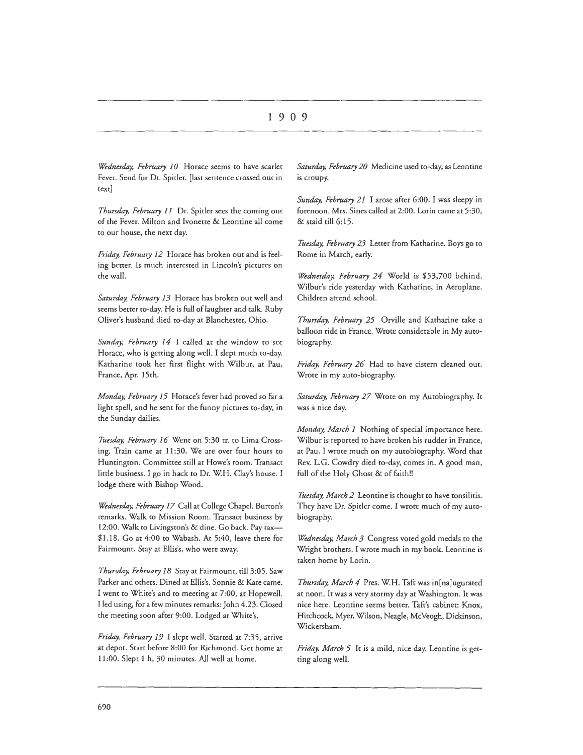# 1909

*Wednesday, February 10* Horace seems to have scarlet Fever. Send for Dr. Spitler. [last sentence crossed out in text]

*Thursday, February 11* Dr. Spitler sees the coming out of the Fever. Milton and Ivonette & Leontine all come to our house, the next day.

*Friday, February 12* Horace has broken out and is feeling better. Is much interested in Lincoln's pictures on the wall.

*Saturday, February 13* Horace has broken out well and seems better to-day. He is full of laughter and talk. Ruby Oliver's husband died to-day at Blanchester, Ohio.

*Sunday, February 14* I called at the window to see Horace, who is getting along well. I slept much to-day. Katharine took her first flight with Wilbur, at Pau, France, Apr. 15th.

*Monday, February 15* Horace's fever had proved so far a light spell, and he sent for the funny pictures to-day, in the Sunday dailies.

*Tuesday, February 16* Went on 5:30 tr. to Lima Crossing. Train came at 11:30. We are over four hours to Huntington. Committee still at Howe's room. Transact little business. I go in hack to Dr. W.H. Clay's house. I lodge there with Bishop Wood.

*Wednesday, February 17* Call at College Chapel. Burton's remarks. Walk to Mission Room. Transact business by 12:00. Walk to Livingston's & dine. Go back. Pay tax—$1.18. Go at 4:00 to Wabash. At 5:40, leave there for Fairmount. Stay at Ellis's, who were away.

*Thursday, February 18* Stay at Fairmount, till 3:05. Saw Parker and others. Dined at Ellis's. Sonnie & Kate came. I went to White's and to meeting at 7:00, at Hopewell. I led using, for a few minutes remarks: John 4.23. Closed the meeting soon after 9:00. Lodged at White's.

*Friday, February 19* I slept well. Started at 7:35, arrive at depot. Start before 8:00 for Richmond. Get home at 11:00. Slept 1 h, 30 minutes. All well at home.

*Saturday, February 20* Medicine used to-day, as Leontine is croupy.

*Sunday, February 21* I arose after 6:00. I was sleepy in forenoon. Mrs. Sines called at 2:00. Lorin came at 5:30, & staid till 6:15.

*Tuesday, February 23* Letter from Katharine. Boys go to Rome in March, early.

*Wednesday, February 24* World is $53,700 behind. Wilbur's ride yesterday with Katharine, in Aeroplane. Children attend school.

*Thursday, February 25* Orville and Katharine take a balloon ride in France. Wrote considerable in My autobiography.

*Friday, February 26* Had to have cistern cleaned out. Wrote in my auto-biography.

*Saturday, February 27* Wrote on my Autobiography. It was a nice day.

*Monday, March 1* Nothing of special importance here. Wilbur is reported to have broken his rudder in France, at Pau. I wrote much on my autobiography. Word that Rev. L.G. Cowdry died to-day, comes in. A good man, full of the Holy Ghost & of faith!!

*Tuesday, March 2* Leontine is thought to have tonsilitis. They have Dr. Spitler come. I wrote much of my autobiography.

*Wednesday, March 3* Congress voted gold medals to the Wright brothers. I wrote much in my book. Leontine is taken home by Lorin.

*Thursday, March 4* Pres. W.H. Taft was in[na]ugurated at noon. It was a very stormy day at Washington. It was nice here. Leontine seems better. Taft's cabinet: Knox, Hitchcock, Myer, Wilson, Neagle, McVeogh, Dickinson, Wickersham.

*Friday, March 5* It is a mild, nice day. Leontine is getting along well.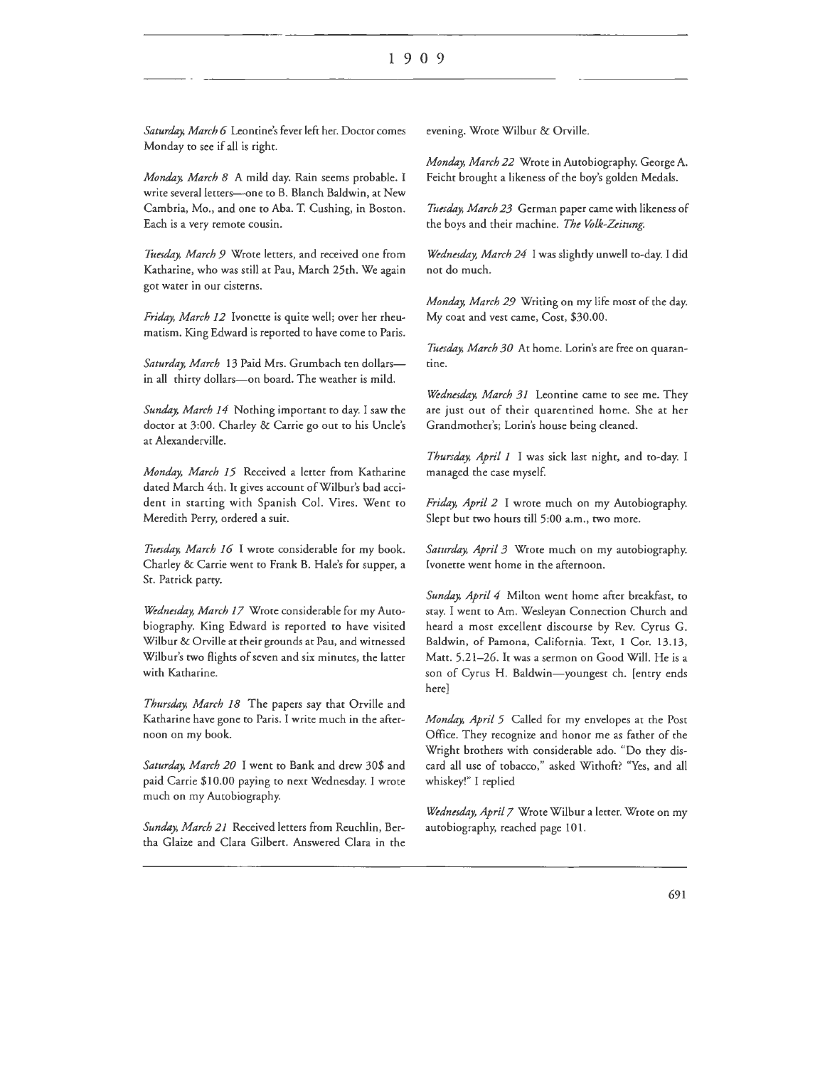# 1909

*Saturday, March 6* Leontine's fever left her. Doctor comes Monday to see if all is right.

*Monday, March 8* A mild day. Rain seems probable. I write several letters—one to B. Blanch Baldwin, at New Cambria, Mo., and one to Aba. T. Cushing, in Boston. Each is a very remote cousin.

*Tuesday, March 9* Wrote letters, and received one from Katharine, who was still at Pau, March 25th. We again got water in our cisterns.

*Friday, March 12* Ivonette is quite well; over her rheumatism. King Edward is reported to have come to Paris.

*Saturday, March* 13 Paid Mrs. Grumbach ten dollars—in all thirty dollars—on board. The weather is mild.

*Sunday, March 14* Nothing important to day. I saw the doctor at 3:00. Charley & Carrie go out to his Uncle's at Alexanderville.

*Monday, March 15* Received a letter from Katharine dated March 4th. It gives account of Wilbur's bad accident in starting with Spanish Col. Vires. Went to Meredith Perry, ordered a suit.

*Tuesday, March 16* I wrote considerable for my book. Charley & Carrie went to Frank B. Hale's for supper, a St. Patrick party.

*Wednesday, March 17* Wrote considerable for my Autobiography. King Edward is reported to have visited Wilbur & Orville at their grounds at Pau, and witnessed Wilbur's two flights of seven and six minutes, the latter with Katharine.

*Thursday, March 18* The papers say that Orville and Katharine have gone to Paris. I write much in the afternoon on my book.

*Saturday, March 20* I went to Bank and drew 30$ and paid Carrie $10.00 paying to next Wednesday. I wrote much on my Autobiography.

*Sunday, March 21* Received letters from Reuchlin, Bertha Glaize and Clara Gilbert. Answered Clara in the evening. Wrote Wilbur & Orville.

*Monday, March 22* Wrote in Autobiography. George A. Feicht brought a likeness of the boy's golden Medals.

*Tuesday, March 23* German paper came with likeness of the boys and their machine. *The Volk-Zeitung.*

*Wednesday, March 24* I was slightly unwell to-day. I did not do much.

*Monday, March 29* Writing on my life most of the day. My coat and vest came, Cost, $30.00.

*Tuesday, March 30* At home. Lorin's are free on quarantine.

*Wednesday, March 31* Leontine came to see me. They are just out of their quarentined home. She at her Grandmother's; Lorin's house being cleaned.

*Thursday, April 1* I was sick last night, and to-day. I managed the case myself.

*Friday, April 2* I wrote much on my Autobiography. Slept but two hours till 5:00 a.m., two more.

*Saturday, April 3* Wrote much on my autobiography. Ivonette went home in the afternoon.

*Sunday, April 4* Milton went home after breakfast, to stay. I went to Am. Wesleyan Connection Church and heard a most excellent discourse by Rev. Cyrus G. Baldwin, of Pamona, California. Text, 1 Cor. 13.13, Matt. 5.21–26. It was a sermon on Good Will. He is a son of Cyrus H. Baldwin—youngest ch. [entry ends here]

*Monday, April 5* Called for my envelopes at the Post Office. They recognize and honor me as father of the Wright brothers with considerable ado. "Do they discard all use of tobacco," asked Withoft? "Yes, and all whiskey!" I replied

*Wednesday, April 7* Wrote Wilbur a letter. Wrote on my autobiography, reached page 101.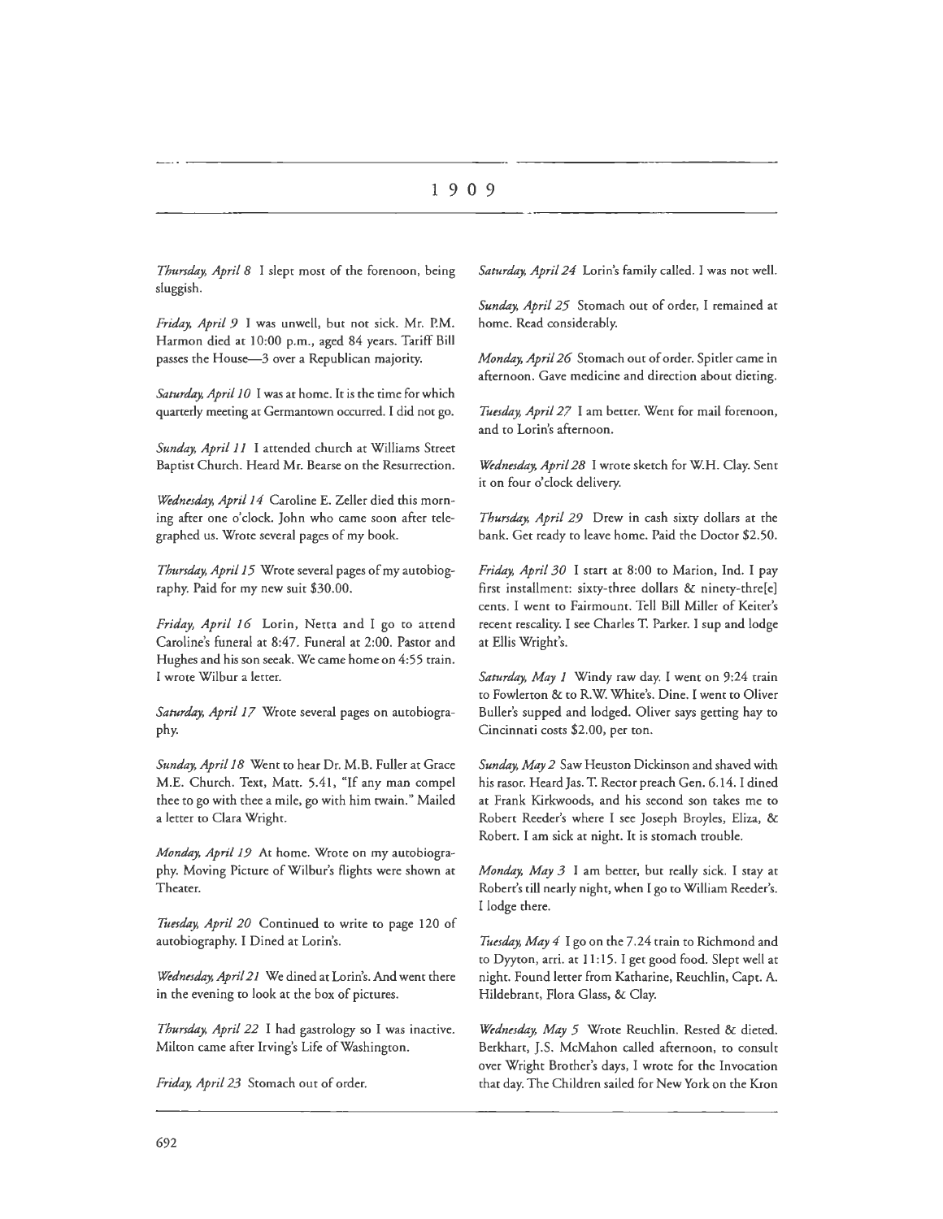# 1909

*Thursday, April 8* I slept most of the forenoon, being sluggish.

*Friday, April 9* I was unwell, but not sick. Mr. P.M. Harmon died at 10:00 p.m., aged 84 years. Tariff Bill passes the House—3 over a Republican majority.

*Saturday, April 10* I was at home. It is the time for which quarterly meeting at Germantown occurred. I did not go.

*Sunday, April 11* I attended church at Williams Street Baptist Church. Heard Mr. Bearse on the Resurrection.

*Wednesday, April 14* Caroline E. Zeller died this morning after one o'clock. John who came soon after telegraphed us. Wrote several pages of my book.

*Thursday, April 15* Wrote several pages of my autobiography. Paid for my new suit $30.00.

*Friday, April 16* Lorin, Netta and I go to attend Caroline's funeral at 8:47. Funeral at 2:00. Pastor and Hughes and his son seeak. We came home on 4:55 train. I wrote Wilbur a letter.

*Saturday, April 17* Wrote several pages on autobiography.

*Sunday, April 18* Went to hear Dr. M.B. Fuller at Grace M.E. Church. Text, Matt. 5.41, "If any man compel thee to go with thee a mile, go with him twain." Mailed a letter to Clara Wright.

*Monday, April 19* At home. Wrote on my autobiography. Moving Picture of Wilbur's flights were shown at Theater.

*Tuesday, April 20* Continued to write to page 120 of autobiography. I Dined at Lorin's.

*Wednesday, April 21* We dined at Lorin's. And went there in the evening to look at the box of pictures.

*Thursday, April 22* I had gastrology so I was inactive. Milton came after Irving's Life of Washington.

*Friday, April 23* Stomach out of order.

*Saturday, April 24* Lorin's family called. I was not well.

*Sunday, April 25* Stomach out of order, I remained at home. Read considerably.

*Monday, April 26* Stomach out of order. Spitler came in afternoon. Gave medicine and direction about dieting.

*Tuesday, April 27* I am better. Went for mail forenoon, and to Lorin's afternoon.

*Wednesday, April 28* I wrote sketch for W.H. Clay. Sent it on four o'clock delivery.

*Thursday, April 29* Drew in cash sixty dollars at the bank. Get ready to leave home. Paid the Doctor $2.50.

*Friday, April 30* I start at 8:00 to Marion, Ind. I pay first installment: sixty-three dollars & ninety-thre[e] cents. I went to Fairmount. Tell Bill Miller of Keiter's recent rescality. I see Charles T. Parker. I sup and lodge at Ellis Wright's.

*Saturday, May 1* Windy raw day. I went on 9:24 train to Fowlerton & to R.W. White's. Dine. I went to Oliver Buller's supped and lodged. Oliver says getting hay to Cincinnati costs $2.00, per ton.

*Sunday, May 2* Saw Heuston Dickinson and shaved with his rasor. Heard Jas. T. Rector preach Gen. 6.14. I dined at Frank Kirkwoods, and his second son takes me to Robert Reeder's where I see Joseph Broyles, Eliza, & Robert. I am sick at night. It is stomach trouble.

*Monday, May 3* I am better, but really sick. I stay at Robert's till nearly night, when I go to William Reeder's. I lodge there.

*Tuesday, May 4* I go on the 7.24 train to Richmond and to Dyyton, arri. at 11:15. I get good food. Slept well at night. Found letter from Katharine, Reuchlin, Capt. A. Hildebrant, Flora Glass, & Clay.

*Wednesday, May 5* Wrote Reuchlin. Rested & dieted. Berkhart, J.S. McMahon called afternoon, to consult over Wright Brother's days, I wrote for the Invocation that day. The Children sailed for New York on the Kron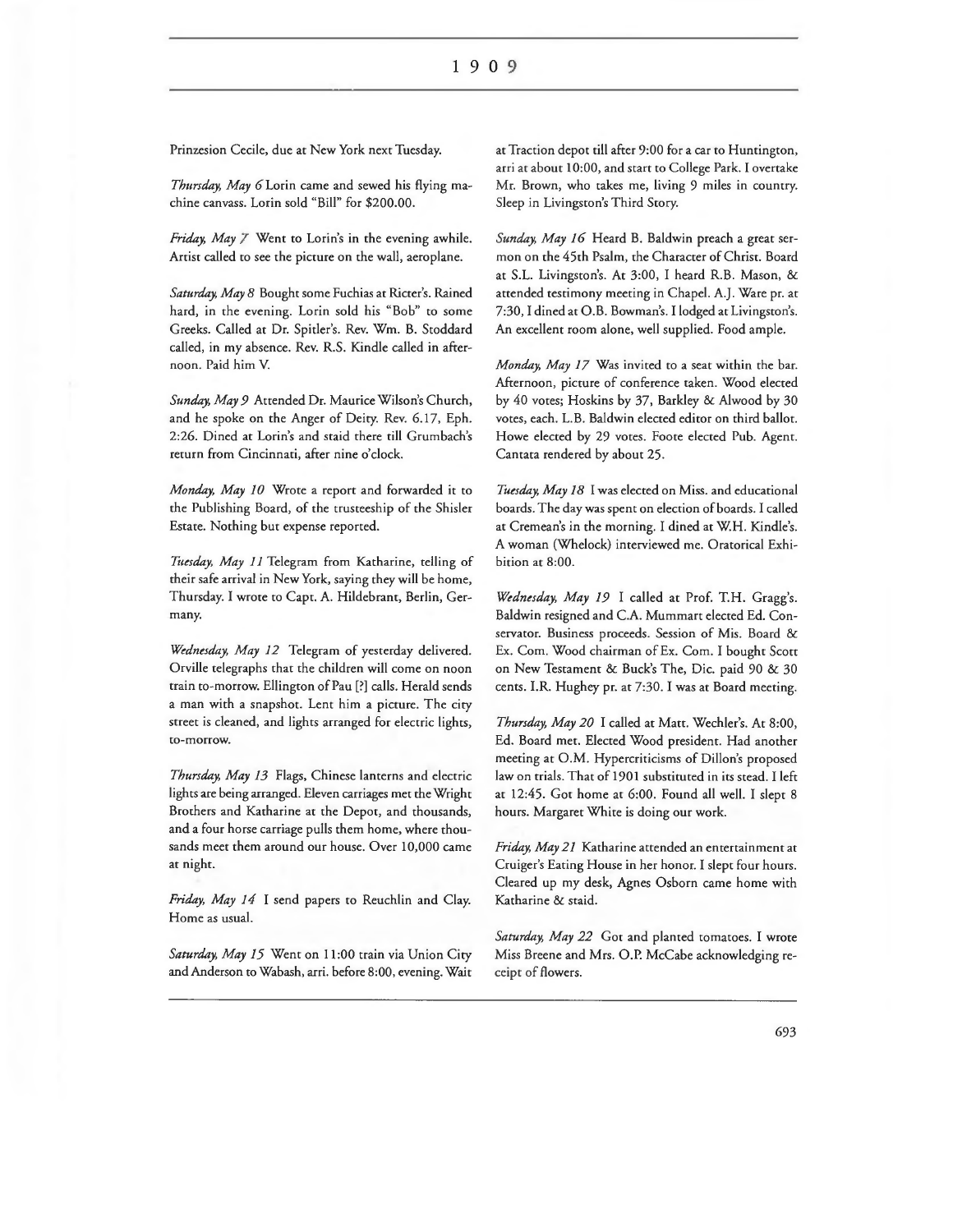Prinzesion Cecile, due at New York next Tuesday.

*Thursday, May 6* Lorin came and sewed his flying machine canvass. Lorin sold "Bill" for $200.00.

*Friday, May 7* Went to Lorin's in the evening awhile. Artist called to see the picture on the wall, aeroplane.

*Saturday, May 8* Bought some Fuchias at Ricter's. Rained hard, in the evening. Lorin sold his "Bob" to some Greeks. Called at Dr. Spitler's. Rev. Wm. B. Stoddard called, in my absence. Rev. R.S. Kindle called in afternoon. Paid him V.

*Sunday, May 9* Attended Dr. Maurice Wilson's Church, and he spoke on the Anger of Deity. Rev. 6.17, Eph. 2:26. Dined at Lorin's and staid there till Grumbach's return from Cincinnati, after nine o'clock.

*Monday, May 10* Wrote a report and forwarded it to the Publishing Board, of the trusteeship of the Shisler Estate. Nothing but expense reported.

*Tuesday, May 11* Telegram from Katharine, telling of their safe arrival in New York, saying they will be home, Thursday. I wrote to Capt. A. Hildebrant, Berlin, Germany.

*Wednesday, May 12* Telegram of yesterday delivered. Orville telegraphs that the children will come on noon train to-morrow. Ellington of Pau [?] calls. Herald sends a man with a snapshot. Lent him a picture. The city street is cleaned, and lights arranged for electric lights, to-morrow.

*Thursday, May 13* Flags, Chinese lanterns and electric lights are being arranged. Eleven carriages met the Wright Brothers and Katharine at the Depot, and thousands, and a four horse carriage pulls them home, where thousands meet them around our house. Over 10,000 came at night.

*Friday, May 14* I send papers to Reuchlin and Clay. Home as usual.

*Saturday, May 15* Went on 11:00 train via Union City and Anderson to Wabash, arri. before 8:00, evening. Wait at Traction depot till after 9:00 for a car to Huntington, arri at about 10:00, and start to College Park. I overtake Mr. Brown, who takes me, living 9 miles in country. Sleep in Livingston's Third Story.

*Sunday, May 16* Heard B. Baldwin preach a great sermon on the 45th Psalm, the Character of Christ. Board at S.L. Livingston's. At 3:00, I heard R.B. Mason, & attended testimony meeting in Chapel. A.J. Ware pr. at 7:30, I dined at O.B. Bowman's. I lodged at Livingston's. An excellent room alone, well supplied. Food ample.

*Monday, May 17* Was invited to a seat within the bar. Afternoon, picture of conference taken. Wood elected by 40 votes; Hoskins by 37, Barkley & Alwood by 30 votes, each. L.B. Baldwin elected editor on third ballot. Howe elected by 29 votes. Foote elected Pub. Agent. Cantata rendered by about 25.

*Tuesday, May 18* I was elected on Miss. and educational boards. The day was spent on election of boards. I called at Cremean's in the morning. I dined at W.H. Kindle's. A woman (Whelock) interviewed me. Oratorical Exhibition at 8:00.

*Wednesday, May 19* I called at Prof. T.H. Gragg's. Baldwin resigned and C.A. Mummart elected Ed. Conservator. Business proceeds. Session of Mis. Board & Ex. Com. Wood chairman of Ex. Com. I bought Scott on New Testament & Buck's The, Dic. paid 90 & 30 cents. I.R. Hughey pr. at 7:30. I was at Board meeting.

*Thursday, May 20* I called at Matt. Wechler's. At 8:00, Ed. Board met. Elected Wood president. Had another meeting at O.M. Hypercriticisms of Dillon's proposed law on trials. That of 1901 substituted in its stead. I left at 12:45. Got home at 6:00. Found all well. I slept 8 hours. Margaret White is doing our work.

*Friday, May 21* Katharine attended an entertainment at Cruiger's Eating House in her honor. I slept four hours. Cleared up my desk, Agnes Osborn came home with Katharine & staid.

*Saturday, May 22* Got and planted tomatoes. I wrote Miss Breene and Mrs. O.P. McCabe acknowledging receipt of flowers.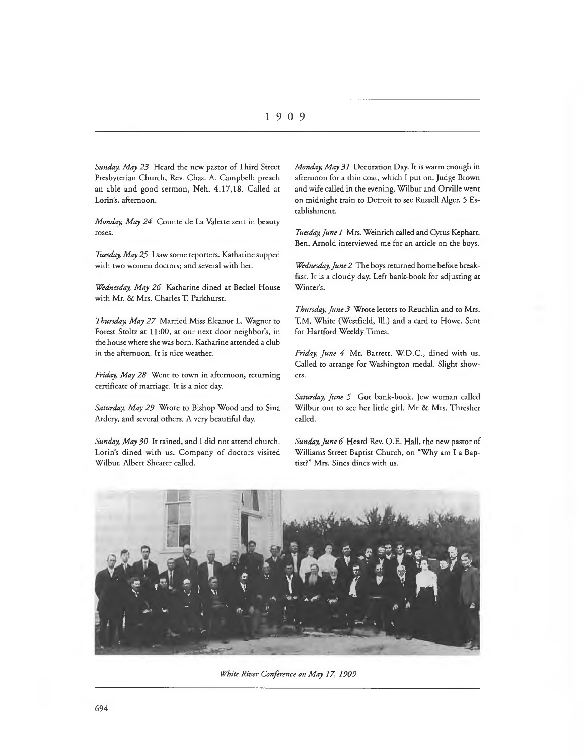# 1909

*Sunday, May 23* Heard the new pastor of Third Street Presbyterian Church, Rev. Chas. A. Campbell; preach an able and good sermon, Neh. 4.17,18. Called at Lorin's, afternoon.

*Monday, May 24* Counte de La Valette sent in beauty roses.

*Tuesday, May 25* I saw some reporters. Katharine supped with two women doctors; and several with her.

*Wednesday, May 26* Katharine dined at Beckel House with Mr. & Mrs. Charles T. Parkhurst.

*Thursday, May 27* Married Miss Eleanor L. Wagner to Forest Stoltz at 11:00, at our next door neighbor's, in the house where she was born. Katharine attended a club in the afternoon. It is nice weather.

*Friday, May 28* Went to town in afternoon, returning certificate of marriage. It is a nice day.

*Saturday, May 29* Wrote to Bishop Wood and to Sina Ardery, and several others. A very beautiful day.

*Sunday, May 30* It rained, and I did not attend church. Lorin's dined with us. Company of doctors visited Wilbur. Albert Shearer called.

*Monday, May 31* Decoration Day. It is warm enough in afternoon for a thin coat, which I put on. Judge Brown and wife called in the evening. Wilbur and Orville went on midnight train to Detroit to see Russell Alger, 5 Establishment.

*Tuesday, June 1* Mrs. Weinrich called and Cyrus Kephart. Ben. Arnold interviewed me for an article on the boys.

*Wednesday, June 2* The boys returned home before breakfast. It is a cloudy day. Left bank-book for adjusting at Winter's.

*Thursday, June 3* Wrote letters to Reuchlin and to Mrs. T.M. White (Westfield, Ill.) and a card to Howe. Sent for Hartford Weekly Times.

*Friday, June 4* Mr. Barrett, W.D.C., dined with us. Called to arrange for Washington medal. Slight showers.

*Saturday, June 5* Got bank-book. Jew woman called Wilbur out to see her little girl. Mr & Mrs. Thresher called.

*Sunday, June 6* Heard Rev. O.E. Hall, the new pastor of Williams Street Baptist Church, on "Why am I a Baptist?" Mrs. Sines dines with us.

*White River Conference on May 17, 1909*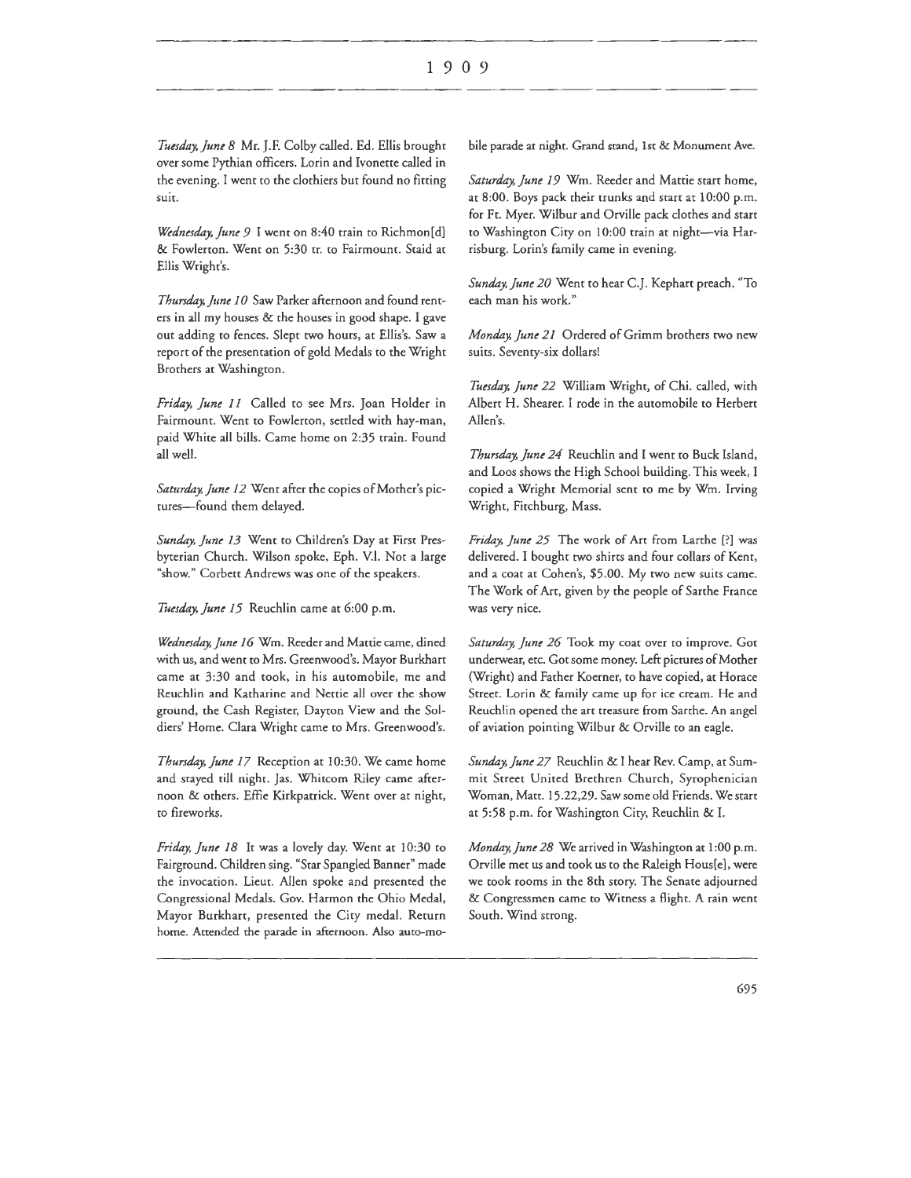# 1909

*Tuesday, June 8* Mr. J.F. Colby called. Ed. Ellis brought over some Pythian officers. Lorin and Ivonette called in the evening. I went to the clothiers but found no fitting suit.

*Wednesday, June 9* I went on 8:40 train to Richmon[d] & Fowlerton. Went on 5:30 tr. to Fairmount. Staid at Ellis Wright's.

*Thursday, June 10* Saw Parker afternoon and found renters in all my houses & the houses in good shape. I gave out adding to fences. Slept two hours, at Ellis's. Saw a report of the presentation of gold Medals to the Wright Brothers at Washington.

*Friday, June 11* Called to see Mrs. Joan Holder in Fairmount. Went to Fowlerton, settled with hay-man, paid White all bills. Came home on 2:35 train. Found all well.

*Saturday, June 12* Went after the copies of Mother's pictures—found them delayed.

*Sunday, June 13* Went to Children's Day at First Presbyterian Church. Wilson spoke, Eph. V.I. Not a large "show." Corbett Andrews was one of the speakers.

*Tuesday, June 15* Reuchlin came at 6:00 p.m.

*Wednesday, June 16* Wm. Reeder and Mattie came, dined with us, and went to Mrs. Greenwood's. Mayor Burkhart came at 3:30 and took, in his automobile, me and Reuchlin and Katharine and Nettie all over the show ground, the Cash Register, Dayton View and the Soldiers' Home. Clara Wright came to Mrs. Greenwood's.

*Thursday, June 17* Reception at 10:30. We came home and stayed till night. Jas. Whitcom Riley came afternoon & others. Effie Kirkpatrick. Went over at night, to fireworks.

*Friday, June 18* It was a lovely day. Went at 10:30 to Fairground. Children sing. "Star Spangled Banner" made the invocation. Lieut. Allen spoke and presented the Congressional Medals. Gov. Harmon the Ohio Medal, Mayor Burkhart, presented the City medal. Return home. Attended the parade in afternoon. Also automobile parade at night. Grand stand, 1st & Monument Ave.

*Saturday, June 19* Wm. Reeder and Mattie start home, at 8:00. Boys pack their trunks and start at 10:00 p.m. for Ft. Myer. Wilbur and Orville pack clothes and start to Washington City on 10:00 train at night—via Harrisburg. Lorin's family came in evening.

*Sunday, June 20* Went to hear C.J. Kephart preach, "To each man his work."

*Monday, June 21* Ordered of Grimm brothers two new suits. Seventy-six dollars!

*Tuesday, June 22* William Wright, of Chi. called, with Albert H. Shearer. I rode in the automobile to Herbert Allen's.

*Thursday, June 24* Reuchlin and I went to Buck Island, and Loos shows the High School building. This week, I copied a Wright Memorial sent to me by Wm. Irving Wright, Fitchburg, Mass.

*Friday, June 25* The work of Art from Larthe [?] was delivered. I bought two shirts and four collars of Kent, and a coat at Cohen's, $5.00. My two new suits came. The Work of Art, given by the people of Sarthe France was very nice.

*Saturday, June 26* Took my coat over to improve. Got underwear, etc. Got some money. Left pictures of Mother (Wright) and Father Koerner, to have copied, at Horace Street. Lorin & family came up for ice cream. He and Reuchlin opened the art treasure from Sarthe. An angel of aviation pointing Wilbur & Orville to an eagle.

*Sunday, June 27* Reuchlin & I hear Rev. Camp, at Summit Street United Brethren Church, Syrophenician Woman, Matt. 15.22,29. Saw some old Friends. We start at 5:58 p.m. for Washington City, Reuchlin & I.

*Monday, June 28* We arrived in Washington at 1:00 p.m. Orville met us and took us to the Raleigh Hous[e], were we took rooms in the 8th story. The Senate adjourned & Congressmen came to Witness a flight. A rain went South. Wind strong.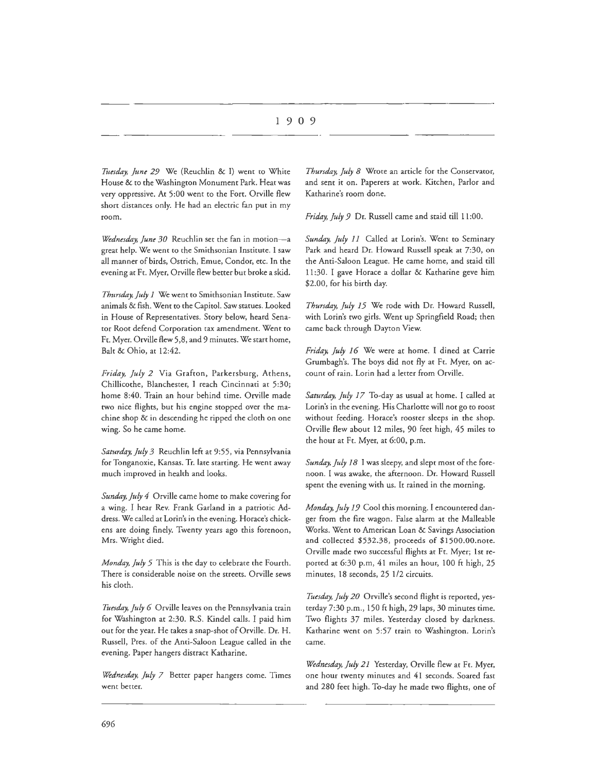# 1909

*Tuesday, June 29* We (Reuchlin & I) went to White House & to the Washington Monument Park. Heat was very oppressive. At 5:00 went to the Fort. Orville flew short distances only. He had an electric fan put in my room.

*Wednesday, June 30* Reuchlin set the fan in motion—a great help. We went to the Smithsonian Institute. I saw all manner of birds, Ostrich, Emue, Condor, etc. In the evening at Ft. Myer, Orville flew better but broke a skid.

*Thursday, July 1* We went to Smithsonian Institute. Saw animals & fish. Went to the Capitol. Saw statues. Looked in House of Representatives. Story below, heard Senator Root defend Corporation tax amendment. Went to Ft. Myer. Orville flew 5,8, and 9 minutes. We start home, Balt & Ohio, at 12:42.

*Friday, July 2* Via Grafton, Parkersburg, Athens, Chillicothe, Blanchester, I reach Cincinnati at 5:30; home 8:40. Train an hour behind time. Orville made two nice flights, but his engine stopped over the machine shop & in descending he ripped the cloth on one wing. So he came home.

*Saturday, July 3* Reuchlin left at 9:55, via Pennsylvania for Tonganoxie, Kansas. Tr. late starting. He went away much improved in health and looks.

*Sunday, July 4* Orville came home to make covering for a wing. I hear Rev. Frank Garland in a patriotic Address. We called at Lorin's in the evening. Horace's chickens are doing finely. Twenty years ago this forenoon, Mrs. Wright died.

*Monday, July 5* This is the day to celebrate the Fourth. There is considerable noise on the streets. Orville sews his cloth.

*Tuesday, July 6* Orville leaves on the Pennsylvania train for Washington at 2:30. R.S. Kindel calls. I paid him out for the year. He takes a snap-shot of Orville. Dr. H. Russell, Pres. of the Anti-Saloon League called in the evening. Paper hangers distract Katharine.

*Wednesday, July 7* Better paper hangers come. Times went better.

*Thursday, July 8* Wrote an article for the Conservator, and sent it on. Paperers at work. Kitchen, Parlor and Katharine's room done.

*Friday, July 9* Dr. Russell came and staid till 11:00.

*Sunday, July 11* Called at Lorin's. Went to Seminary Park and heard Dr. Howard Russell speak at 7:30, on the Anti-Saloon League. He came home, and staid till 11:30. I gave Horace a dollar & Katharine geve him $2.00, for his birth day.

*Thursday, July 15* We rode with Dr. Howard Russell, with Lorin's two girls. Went up Springfield Road; then came back through Dayton View.

*Friday, July 16* We were at home. I dined at Carrie Grumbagh's. The boys did not fly at Ft. Myer, on account of rain. Lorin had a letter from Orville.

*Saturday, July 17* To-day as usual at home. I called at Lorin's in the evening. His Charlotte will not go to roost without feeding. Horace's rooster sleeps in the shop. Orville flew about 12 miles, 90 feet high, 45 miles to the hour at Ft. Myer, at 6:00, p.m.

*Sunday, July 18* I was sleepy, and slept most of the forenoon. I was awake, the afternoon. Dr. Howard Russell spent the evening with us. It rained in the morning.

*Monday, July 19* Cool this morning. I encountered danger from the fire wagon. False alarm at the Malleable Works. Went to American Loan & Savings Association and collected $532.38, proceeds of $1500.00.note. Orville made two successful flights at Ft. Myer; 1st reported at 6:30 p.m, 41 miles an hour, 100 ft high, 25 minutes, 18 seconds, 25 1/2 circuits.

*Tuesday, July 20* Orville's second flight is reported, yesterday 7:30 p.m., 150 ft high, 29 laps, 30 minutes time. Two flights 37 miles. Yesterday closed by darkness. Katharine went on 5:57 train to Washington. Lorin's came.

*Wednesday, July 21* Yesterday, Orville flew at Ft. Myer, one hour twenty minutes and 41 seconds. Soared fast and 280 feet high. To-day he made two flights, one of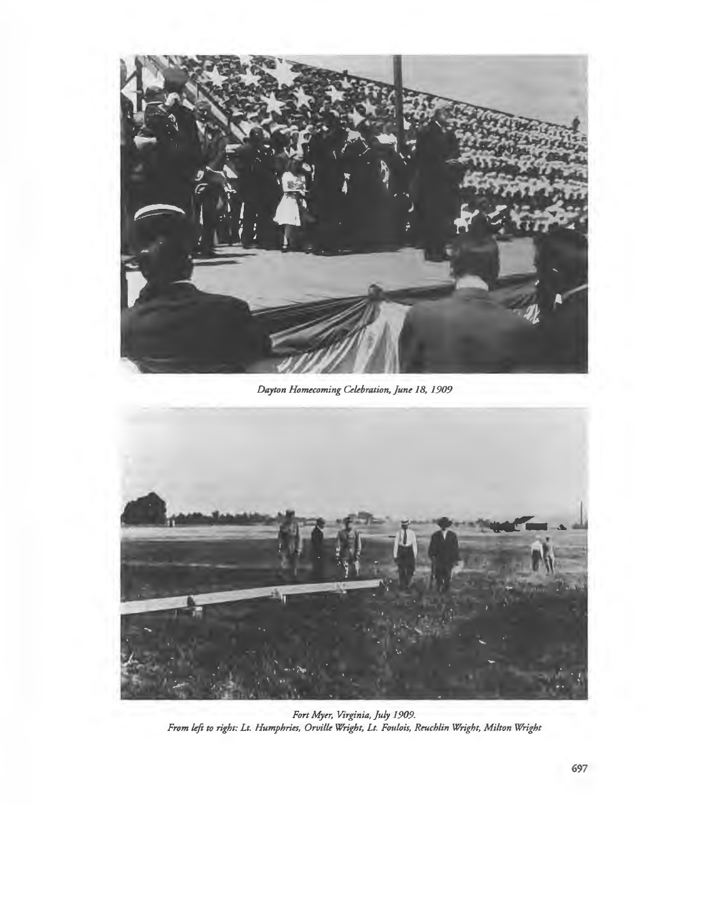*Dayton Homecoming Celebration, June 18, 1909*

*Fort Myer, Virginia, July 1909.*
*From left to right: Lt. Humphries, Orville Wright, Lt. Foulois, Reuchlin Wright, Milton Wright*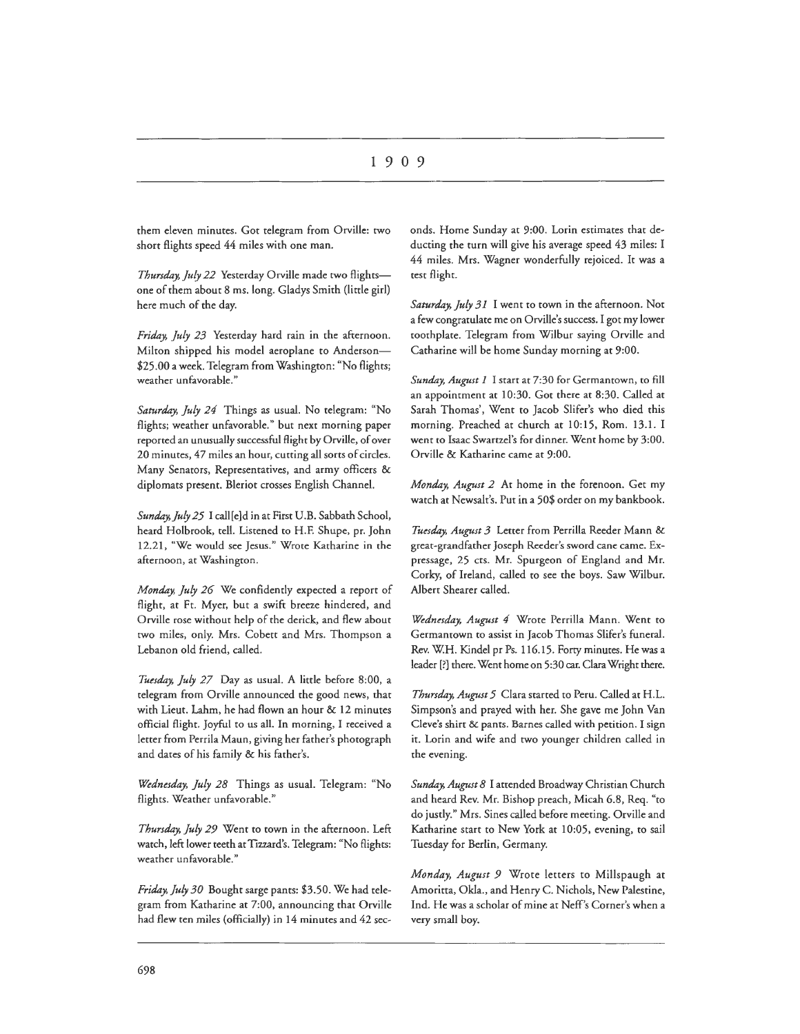them eleven minutes. Got telegram from Orville: two short flights speed 44 miles with one man.

*Thursday, July 22* Yesterday Orville made two flights—one of them about 8 ms. long. Gladys Smith (little girl) here much of the day.

*Friday, July 23* Yesterday hard rain in the afternoon. Milton shipped his model aeroplane to Anderson—$25.00 a week. Telegram from Washington: "No flights; weather unfavorable."

*Saturday, July 24* Things as usual. No telegram: "No flights; weather unfavorable." but next morning paper reported an unusually successful flight by Orville, of over 20 minutes, 47 miles an hour, cutting all sorts of circles. Many Senators, Representatives, and army officers & diplomats present. Bleriot crosses English Channel.

*Sunday, July 25* I call[e]d in at First U.B. Sabbath School, heard Holbrook, tell. Listened to H.F. Shupe, pr. John 12.21, "We would see Jesus." Wrote Katharine in the afternoon, at Washington.

*Monday, July 26* We confidently expected a report of flight, at Ft. Myer, but a swift breeze hindered, and Orville rose without help of the derick, and flew about two miles, only. Mrs. Cobett and Mrs. Thompson a Lebanon old friend, called.

*Tuesday, July 27* Day as usual. A little before 8:00, a telegram from Orville announced the good news, that with Lieut. Lahm, he had flown an hour & 12 minutes official flight. Joyful to us all. In morning, I received a letter from Perrila Maun, giving her father's photograph and dates of his family & his father's.

*Wednesday, July 28* Things as usual. Telegram: "No flights. Weather unfavorable."

*Thursday, July 29* Went to town in the afternoon. Left watch, left lower teeth at Tizzard's. Telegram: "No flights: weather unfavorable."

*Friday, July 30* Bought sarge pants: $3.50. We had telegram from Katharine at 7:00, announcing that Orville had flew ten miles (officially) in 14 minutes and 42 seconds. Home Sunday at 9:00. Lorin estimates that deducting the turn will give his average speed 43 miles: I 44 miles. Mrs. Wagner wonderfully rejoiced. It was a test flight.

*Saturday, July 31* I went to town in the afternoon. Not a few congratulate me on Orville's success. I got my lower toothplate. Telegram from Wilbur saying Orville and Catharine will be home Sunday morning at 9:00.

*Sunday, August 1* I start at 7:30 for Germantown, to fill an appointment at 10:30. Got there at 8:30. Called at Sarah Thomas', Went to Jacob Slifer's who died this morning. Preached at church at 10:15, Rom. 13.1. I went to Isaac Swartzel's for dinner. Went home by 3:00. Orville & Katharine came at 9:00.

*Monday, August 2* At home in the forenoon. Get my watch at Newsalt's. Put in a 50$ order on my bankbook.

*Tuesday, August 3* Letter from Perrilla Reeder Mann & great-grandfather Joseph Reeder's sword cane came. Expressage, 25 cts. Mr. Spurgeon of England and Mr. Corky, of Ireland, called to see the boys. Saw Wilbur. Albert Shearer called.

*Wednesday, August 4* Wrote Perrilla Mann. Went to Germantown to assist in Jacob Thomas Slifer's funeral. Rev. W.H. Kindel pr Ps. 116.15. Forty minutes. He was a leader [?] there. Went home on 5:30 car. Clara Wright there.

*Thursday, August 5* Clara started to Peru. Called at H.L. Simpson's and prayed with her. She gave me John Van Cleve's shirt & pants. Barnes called with petition. I sign it. Lorin and wife and two younger children called in the evening.

*Sunday, August 8* I attended Broadway Christian Church and heard Rev. Mr. Bishop preach, Micah 6.8, Req. "to do justly." Mrs. Sines called before meeting. Orville and Katharine start to New York at 10:05, evening, to sail Tuesday for Berlin, Germany.

*Monday, August 9* Wrote letters to Millspaugh at Amoritta, Okla., and Henry C. Nichols, New Palestine, Ind. He was a scholar of mine at Neff's Corner's when a very small boy.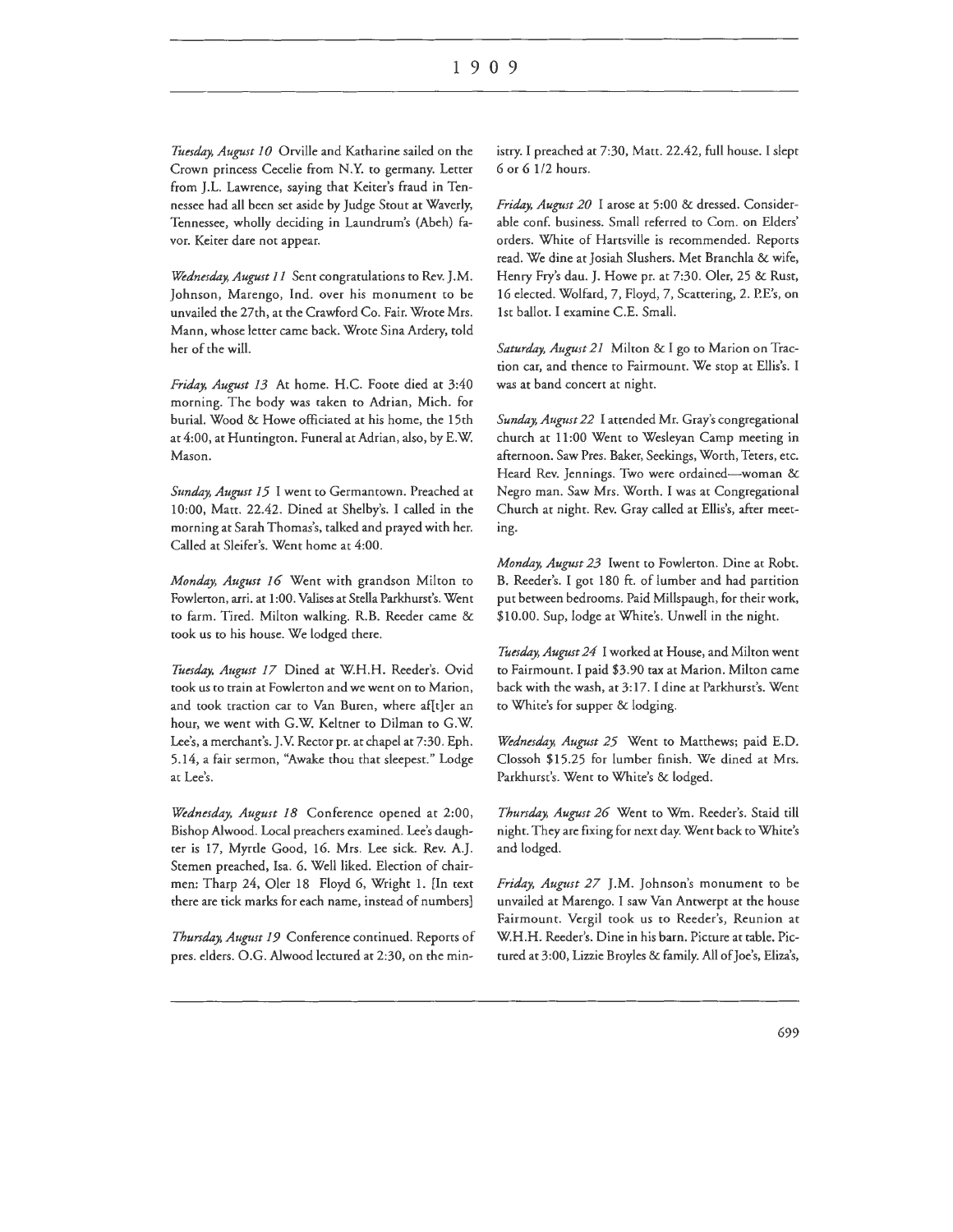# 1909

*Tuesday, August 10* Orville and Katharine sailed on the Crown princess Cecelie from N.Y. to germany. Letter from J.L. Lawrence, saying that Keiter's fraud in Tennessee had all been set aside by Judge Stout at Waverly, Tennessee, wholly deciding in Laundrum's (Abeh) favor. Keiter dare not appear.

*Wednesday, August 11* Sent congratulations to Rev. J.M. Johnson, Marengo, Ind. over his monument to be unvailed the 27th, at the Crawford Co. Fair. Wrote Mrs. Mann, whose letter came back. Wrote Sina Ardery, told her of the will.

*Friday, August 13* At home. H.C. Foote died at 3:40 morning. The body was taken to Adrian, Mich. for burial. Wood & Howe officiated at his home, the 15th at 4:00, at Huntington. Funeral at Adrian, also, by E.W. Mason.

*Sunday, August 15* I went to Germantown. Preached at 10:00, Matt. 22.42. Dined at Shelby's. I called in the morning at Sarah Thomas's, talked and prayed with her. Called at Sleifer's. Went home at 4:00.

*Monday, August 16* Went with grandson Milton to Fowlerton, arri. at 1:00. Valises at Stella Parkhurst's. Went to farm. Tired. Milton walking. R.B. Reeder came & took us to his house. We lodged there.

*Tuesday, August 17* Dined at W.H.H. Reeder's. Ovid took us to train at Fowlerton and we went on to Marion, and took traction car to Van Buren, where af[t]er an hour, we went with G.W. Keltner to Dilman to G.W. Lee's, a merchant's. J.V. Rector pr. at chapel at 7:30. Eph. 5.14, a fair sermon, "Awake thou that sleepest." Lodge at Lee's.

*Wednesday, August 18* Conference opened at 2:00, Bishop Alwood. Local preachers examined. Lee's daughter is 17, Myrtle Good, 16. Mrs. Lee sick. Rev. A.J. Stemen preached, Isa. 6. Well liked. Election of chairmen: Tharp 24, Oler 18 Floyd 6, Wright 1. [In text there are tick marks for each name, instead of numbers]

*Thursday, August 19* Conference continued. Reports of pres. elders. O.G. Alwood lectured at 2:30, on the ministry. I preached at 7:30, Matt. 22.42, full house. I slept 6 or 6 1/2 hours.

*Friday, August 20* I arose at 5:00 & dressed. Considerable conf. business. Small referred to Com. on Elders' orders. White of Hartsville is recommended. Reports read. We dine at Josiah Slushers. Met Branchla & wife, Henry Fry's dau. J. Howe pr. at 7:30. Oler, 25 & Rust, 16 elected. Wolfard, 7, Floyd, 7, Scattering, 2. P.E's, on 1st ballot. I examine C.E. Small.

*Saturday, August 21* Milton & I go to Marion on Traction car, and thence to Fairmount. We stop at Ellis's. I was at band concert at night.

*Sunday, August 22* I attended Mr. Gray's congregational church at 11:00 Went to Wesleyan Camp meeting in afternoon. Saw Pres. Baker, Seekings, Worth, Teters, etc. Heard Rev. Jennings. Two were ordained—woman & Negro man. Saw Mrs. Worth. I was at Congregational Church at night. Rev. Gray called at Ellis's, after meeting.

*Monday, August 23* Iwent to Fowlerton. Dine at Robt. B. Reeder's. I got 180 ft. of lumber and had partition put between bedrooms. Paid Millspaugh, for their work, $10.00. Sup, lodge at White's. Unwell in the night.

*Tuesday, August 24* I worked at House, and Milton went to Fairmount. I paid $3.90 tax at Marion. Milton came back with the wash, at 3:17. I dine at Parkhurst's. Went to White's for supper & lodging.

*Wednesday, August 25* Went to Matthews; paid E.D. Clossoh $15.25 for lumber finish. We dined at Mrs. Parkhurst's. Went to White's & lodged.

*Thursday, August 26* Went to Wm. Reeder's. Staid till night. They are fixing for next day. Went back to White's and lodged.

*Friday, August 27* J.M. Johnson's monument to be unvailed at Marengo. I saw Van Antwerpt at the house Fairmount. Vergil took us to Reeder's, Reunion at W.H.H. Reeder's. Dine in his barn. Picture at table. Pictured at 3:00, Lizzie Broyles & family. All of Joe's, Eliza's,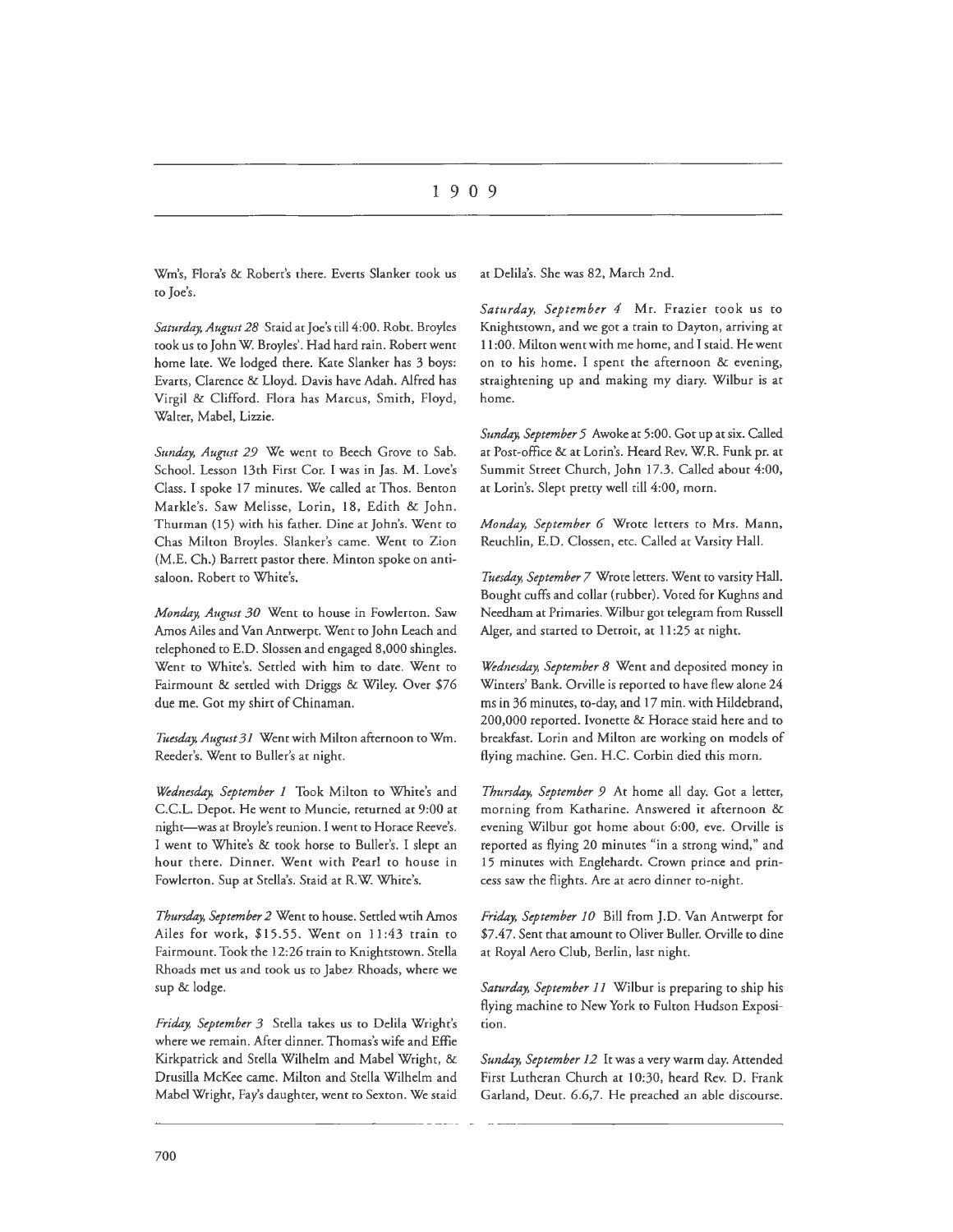Wm's, Flora's & Robert's there. Everts Slanker took us to Joe's.

*Saturday, August 28* Staid at Joe's till 4:00. Robt. Broyles took us to John W. Broyles'. Had hard rain. Robert went home late. We lodged there. Kate Slanker has 3 boys: Evarts, Clarence & Lloyd. Davis have Adah. Alfred has Virgil & Clifford. Flora has Marcus, Smith, Floyd, Walter, Mabel, Lizzie.

*Sunday, August 29* We went to Beech Grove to Sab. School. Lesson 13th First Cor. I was in Jas. M. Love's Class. I spoke 17 minutes. We called at Thos. Benton Markle's. Saw Melisse, Lorin, 18, Edith & John. Thurman (15) with his father. Dine at John's. Went to Chas Milton Broyles. Slanker's came. Went to Zion (M.E. Ch.) Barrett pastor there. Minton spoke on anti-saloon. Robert to White's.

*Monday, August 30* Went to house in Fowlerton. Saw Amos Ailes and Van Antwerpt. Went to John Leach and telephoned to E.D. Slossen and engaged 8,000 shingles. Went to White's. Settled with him to date. Went to Fairmount & settled with Driggs & Wiley. Over $76 due me. Got my shirt of Chinaman.

*Tuesday, August 31* Went with Milton afternoon to Wm. Reeder's. Went to Buller's at night.

*Wednesday, September 1* Took Milton to White's and C.C.L. Depot. He went to Muncie, returned at 9:00 at night—was at Broyle's reunion. I went to Horace Reeve's. I went to White's & took horse to Buller's. I slept an hour there. Dinner. Went with Pearl to house in Fowlerton. Sup at Stella's. Staid at R.W. White's.

*Thursday, September 2* Went to house. Settled wtih Amos Ailes for work, $15.55. Went on 11:43 train to Fairmount. Took the 12:26 train to Knightstown. Stella Rhoads met us and took us to Jabez Rhoads, where we sup & lodge.

*Friday, September 3* Stella takes us to Delila Wright's where we remain. After dinner. Thomas's wife and Effie Kirkpatrick and Stella Wilhelm and Mabel Wright, & Drusilla McKee came. Milton and Stella Wilhelm and Mabel Wright, Fay's daughter, went to Sexton. We staid at Delila's. She was 82, March 2nd.

*Saturday, September 4* Mr. Frazier took us to Knightstown, and we got a train to Dayton, arriving at 11:00. Milton went with me home, and I staid. He went on to his home. I spent the afternoon & evening, straightening up and making my diary. Wilbur is at home.

*Sunday, September 5* Awoke at 5:00. Got up at six. Called at Post-office & at Lorin's. Heard Rev. W.R. Funk pr. at Summit Street Church, John 17.3. Called about 4:00, at Lorin's. Slept pretty well till 4:00, morn.

*Monday, September 6* Wrote letters to Mrs. Mann, Reuchlin, E.D. Clossen, etc. Called at Varsity Hall.

*Tuesday, September 7* Wrote letters. Went to varsity Hall. Bought cuffs and collar (rubber). Voted for Kughns and Needham at Primaries. Wilbur got telegram from Russell Alger, and started to Detroit, at 11:25 at night.

*Wednesday, September 8* Went and deposited money in Winters' Bank. Orville is reported to have flew alone 24 ms in 36 minutes, to-day, and 17 min. with Hildebrand, 200,000 reported. Ivonette & Horace staid here and to breakfast. Lorin and Milton are working on models of flying machine. Gen. H.C. Corbin died this morn.

*Thursday, September 9* At home all day. Got a letter, morning from Katharine. Answered it afternoon & evening Wilbur got home about 6:00, eve. Orville is reported as flying 20 minutes "in a strong wind," and 15 minutes with Englehardt. Crown prince and princess saw the flights. Are at aero dinner to-night.

*Friday, September 10* Bill from J.D. Van Antwerpt for $7.47. Sent that amount to Oliver Buller. Orville to dine at Royal Aero Club, Berlin, last night.

*Saturday, September 11* Wilbur is preparing to ship his flying machine to New York to Fulton Hudson Exposition.

*Sunday, September 12* It was a very warm day. Attended First Lutheran Church at 10:30, heard Rev. D. Frank Garland, Deut. 6.6,7. He preached an able discourse.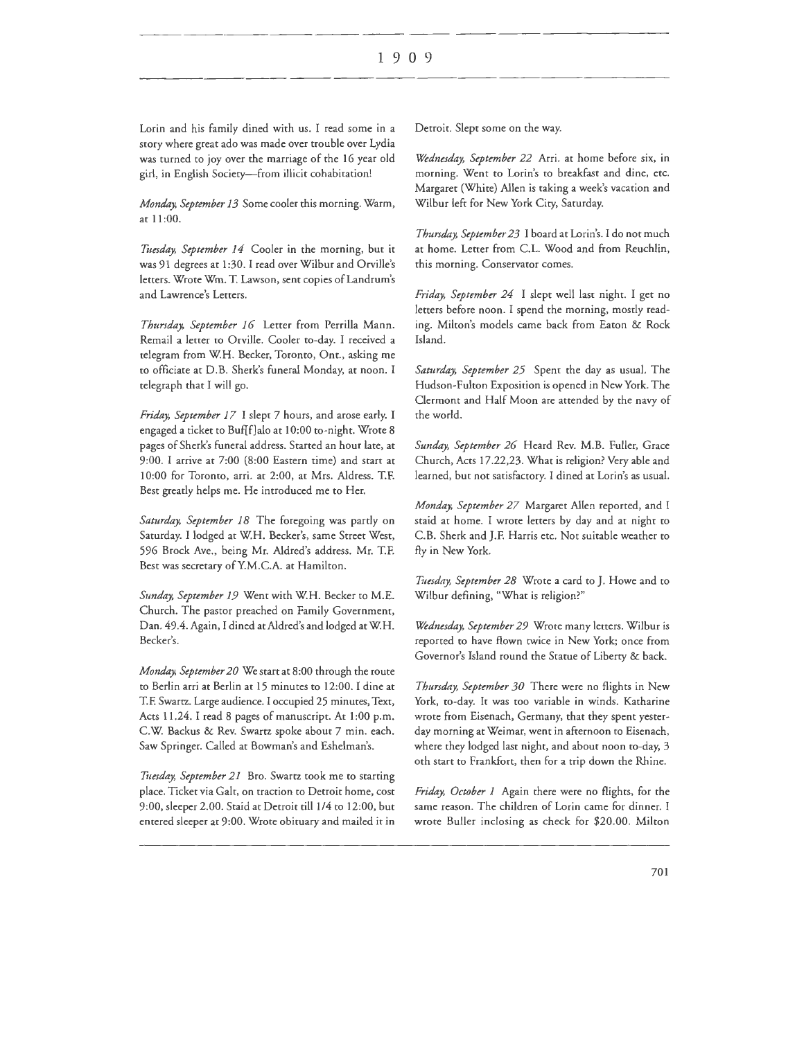Lorin and his family dined with us. I read some in a story where great ado was made over trouble over Lydia was turned to joy over the marriage of the 16 year old girl, in English Society—from illicit cohabitation!

*Monday, September 13* Some cooler this morning. Warm, at 11:00.

*Tuesday, September 14* Cooler in the morning, but it was 91 degrees at 1:30. I read over Wilbur and Orville's letters. Wrote Wm. T. Lawson, sent copies of Landrum's and Lawrence's Letters.

*Thursday, September 16* Letter from Perrilla Mann. Remail a letter to Orville. Cooler to-day. I received a telegram from W.H. Becker, Toronto, Ont., asking me to officiate at D.B. Sherk's funeral Monday, at noon. I telegraph that I will go.

*Friday, September 17* I slept 7 hours, and arose early. I engaged a ticket to Buf[f]alo at 10:00 to-night. Wrote 8 pages of Sherk's funeral address. Started an hour late, at 9:00. I arrive at 7:00 (8:00 Eastern time) and start at 10:00 for Toronto, arri. at 2:00, at Mrs. Aldress. T.F. Best greatly helps me. He introduced me to Her.

*Saturday, September 18* The foregoing was partly on Saturday. I lodged at W.H. Becker's, same Street West, 596 Brock Ave., being Mr. Aldred's address. Mr. T.F. Best was secretary of Y.M.C.A. at Hamilton.

*Sunday, September 19* Went with W.H. Becker to M.E. Church. The pastor preached on Family Government, Dan. 49.4. Again, I dined at Aldred's and lodged at W.H. Becker's.

*Monday, September 20* We start at 8:00 through the route to Berlin arri at Berlin at 15 minutes to 12:00. I dine at T.F. Swartz. Large audience. I occupied 25 minutes, Text, Acts 11.24. I read 8 pages of manuscript. At 1:00 p.m. C.W. Backus & Rev. Swartz spoke about 7 min. each. Saw Springer. Called at Bowman's and Eshelman's.

*Tuesday, September 21* Bro. Swartz took me to starting place. Ticket via Galt, on traction to Detroit home, cost 9:00, sleeper 2.00. Staid at Detroit till 1/4 to 12:00, but entered sleeper at 9:00. Wrote obituary and mailed it in Detroit. Slept some on the way.

*Wednesday, September 22* Arri. at home before six, in morning. Went to Lorin's to breakfast and dine, etc. Margaret (White) Allen is taking a week's vacation and Wilbur left for New York City, Saturday.

*Thursday, September 23* I board at Lorin's. I do not much at home. Letter from C.L. Wood and from Reuchlin, this morning. Conservator comes.

*Friday, September 24* I slept well last night. I get no letters before noon. I spend the morning, mostly reading. Milton's models came back from Eaton & Rock Island.

*Saturday, September 25* Spent the day as usual. The Hudson-Fulton Exposition is opened in New York. The Clermont and Half Moon are attended by the navy of the world.

*Sunday, September 26* Heard Rev. M.B. Fuller, Grace Church, Acts 17.22,23. What is religion? Very able and learned, but not satisfactory. I dined at Lorin's as usual.

*Monday, September 27* Margaret Allen reported, and I staid at home. I wrote letters by day and at night to C.B. Sherk and J.F. Harris etc. Not suitable weather to fly in New York.

*Tuesday, September 28* Wrote a card to J. Howe and to Wilbur defining, "What is religion?"

*Wednesday, September 29* Wrote many letters. Wilbur is reported to have flown twice in New York; once from Governor's Island round the Statue of Liberty & back.

*Thursday, September 30* There were no flights in New York, to-day. It was too variable in winds. Katharine wrote from Eisenach, Germany, that they spent yesterday morning at Weimar, went in afternoon to Eisenach, where they lodged last night, and about noon to-day, 3 oth start to Frankfort, then for a trip down the Rhine.

*Friday, October 1* Again there were no flights, for the same reason. The children of Lorin came for dinner. I wrote Buller inclosing as check for $20.00. Milton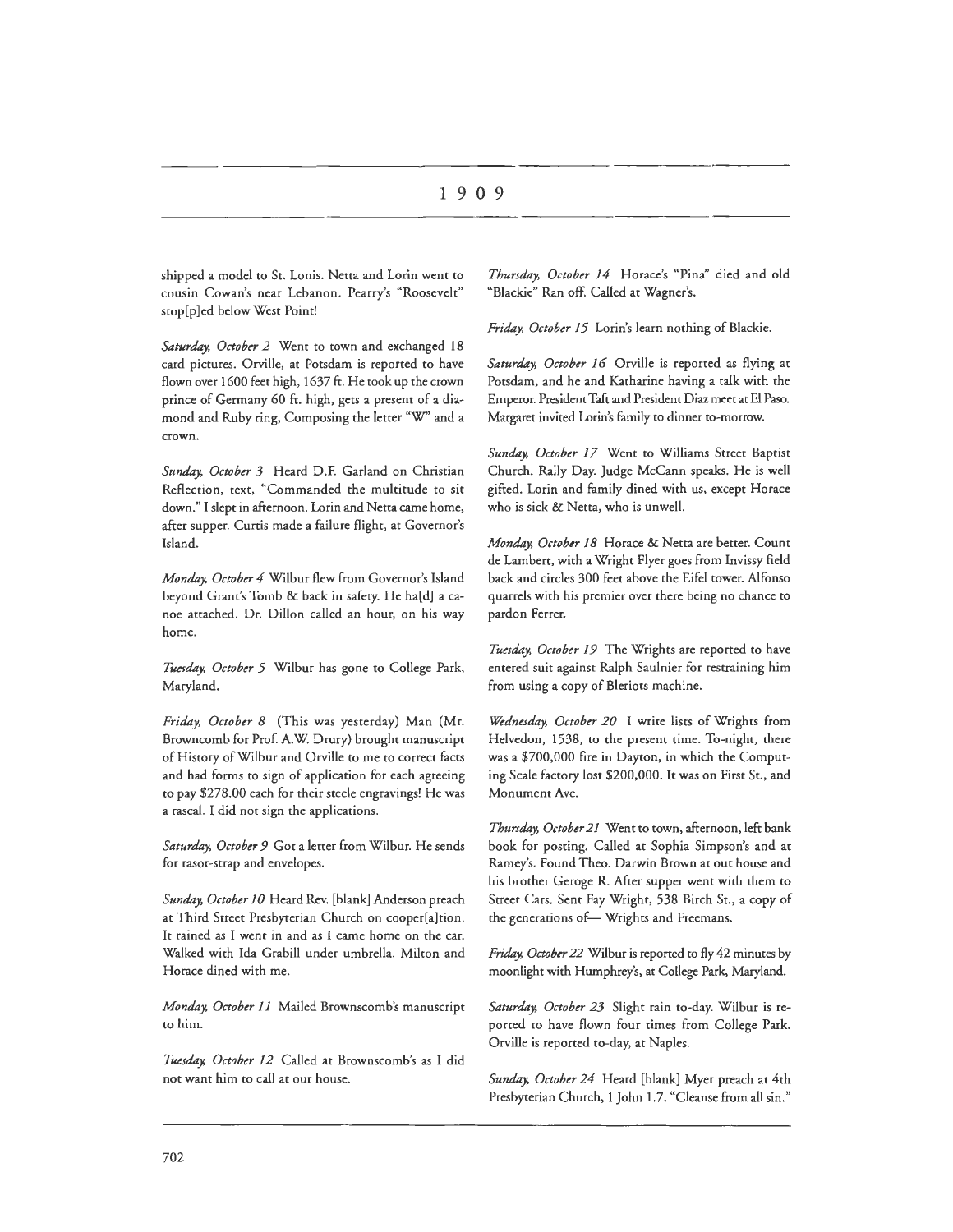shipped a model to St. Lonis. Netta and Lorin went to cousin Cowan's near Lebanon. Pearry's "Roosevelt" stop[p]ed below West Point!

*Saturday, October 2* Went to town and exchanged 18 card pictures. Orville, at Potsdam is reported to have flown over 1600 feet high, 1637 ft. He took up the crown prince of Germany 60 ft. high, gets a present of a diamond and Ruby ring, Composing the letter "W" and a crown.

*Sunday, October 3* Heard D.F. Garland on Christian Reflection, text, "Commanded the multitude to sit down." I slept in afternoon. Lorin and Netta came home, after supper. Curtis made a failure flight, at Governor's Island.

*Monday, October 4* Wilbur flew from Governor's Island beyond Grant's Tomb & back in safety. He ha[d] a canoe attached. Dr. Dillon called an hour, on his way home.

*Tuesday, October 5* Wilbur has gone to College Park, Maryland.

*Friday, October 8* (This was yesterday) Man (Mr. Browncomb for Prof. A.W. Drury) brought manuscript of History of Wilbur and Orville to me to correct facts and had forms to sign of application for each agreeing to pay $278.00 each for their steele engravings! He was a rascal. I did not sign the applications.

*Saturday, October 9* Got a letter from Wilbur. He sends for rasor-strap and envelopes.

*Sunday, October 10* Heard Rev. [blank] Anderson preach at Third Street Presbyterian Church on cooper[a]tion. It rained as I went in and as I came home on the car. Walked with Ida Grabill under umbrella. Milton and Horace dined with me.

*Monday, October 11* Mailed Brownscomb's manuscript to him.

*Tuesday, October 12* Called at Brownscomb's as I did not want him to call at our house.

*Thursday, October 14* Horace's "Pina" died and old "Blackie" Ran off. Called at Wagner's.

*Friday, October 15* Lorin's learn nothing of Blackie.

*Saturday, October 16* Orville is reported as flying at Potsdam, and he and Katharine having a talk with the Emperor. President Taft and President Diaz meet at El Paso. Margaret invited Lorin's family to dinner to-morrow.

*Sunday, October 17* Went to Williams Street Baptist Church. Rally Day. Judge McCann speaks. He is well gifted. Lorin and family dined with us, except Horace who is sick & Netta, who is unwell.

*Monday, October 18* Horace & Netta are better. Count de Lambert, with a Wright Flyer goes from Invissy field back and circles 300 feet above the Eifel tower. Alfonso quarrels with his premier over there being no chance to pardon Ferrer.

*Tuesday, October 19* The Wrights are reported to have entered suit against Ralph Saulnier for restraining him from using a copy of Bleriots machine.

*Wednesday, October 20* I write lists of Wrights from Helvedon, 1538, to the present time. To-night, there was a $700,000 fire in Dayton, in which the Computing Scale factory lost $200,000. It was on First St., and Monument Ave.

*Thursday, October 21* Went to town, afternoon, left bank book for posting. Called at Sophia Simpson's and at Ramey's. Found Theo. Darwin Brown at out house and his brother Geroge R. After supper went with them to Street Cars. Sent Fay Wright, 538 Birch St., a copy of the generations of— Wrights and Freemans.

*Friday, October 22* Wilbur is reported to fly 42 minutes by moonlight with Humphrey's, at College Park, Maryland.

*Saturday, October 23* Slight rain to-day. Wilbur is reported to have flown four times from College Park. Orville is reported to-day, at Naples.

*Sunday, October 24* Heard [blank] Myer preach at 4th Presbyterian Church, 1 John 1.7. "Cleanse from all sin."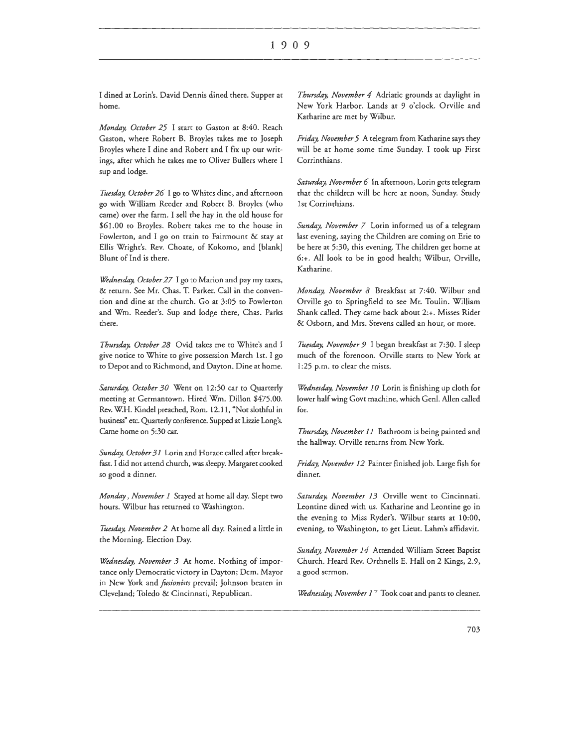I dined at Lorin's. David Dennis dined there. Supper at home.

*Monday, October 25* I start to Gaston at 8:40. Reach Gaston, where Robert B. Broyles takes me to Joseph Broyles where I dine and Robert and I fix up our writings, after which he takes me to Oliver Bullers where I sup and lodge.

*Tuesday, October 26* I go to Whites dine, and afternoon go with William Reeder and Robert B. Broyles (who came) over the farm. I sell the hay in the old house for $61.00 to Broyles. Robert takes me to the house in Fowlerton, and I go on train to Fairmount & stay at Ellis Wright's. Rev. Choate, of Kokomo, and [blank] Blunt of Ind is there.

*Wednesday, October 27* I go to Marion and pay my taxes, & return. See Mr. Chas. T. Parker. Call in the convention and dine at the church. Go at 3:05 to Fowlerton and Wm. Reeder's. Sup and lodge there, Chas. Parks there.

*Thursday, October 28* Ovid takes me to White's and I give notice to White to give possession March 1st. I go to Depot and to Richmond, and Dayton. Dine at home.

*Saturday, October 30* Went on 12:50 car to Quarterly meeting at Germantown. Hired Wm. Dillon $475.00. Rev. W.H. Kindel preached, Rom. 12.11, "Not slothful in business" etc. Quarterly conference. Supped at Lizzie Long's. Came home on 5:30 car.

*Sunday, October 31* Lorin and Horace called after breakfast. I did not attend church, was sleepy. Margaret cooked so good a dinner.

*Monday , November 1* Stayed at home all day. Slept two hours. Wilbur has returned to Washington.

*Tuesday, November 2* At home all day. Rained a little in the Morning. Election Day.

*Wednesday, November 3* At home. Nothing of importance only Democratic victory in Dayton; Dem. Mayor in New York and *fusionists* prevail; Johnson beaten in Cleveland; Toledo & Cincinnati, Republican.

*Thursday, November 4* Adriatic grounds at daylight in New York Harbor. Lands at 9 o'clock. Orville and Katharine are met by Wilbur.

*Friday, November 5* A telegram from Katharine says they will be at home some time Sunday. I took up First Corrinthians.

*Saturday, November 6* In afternoon, Lorin gets telegram that the children will be here at noon, Sunday. Study 1st Corrinthians.

*Sunday, November 7* Lorin informed us of a telegram last evening, saying the Children are coming on Erie to be here at 5:30, this evening. The children get home at 6:+. All look to be in good health; Wilbur, Orville, Katharine.

*Monday, November 8* Breakfast at 7:40. Wilbur and Orville go to Springfield to see Mr. Toulin. William Shank called. They came back about 2:+. Misses Rider & Osborn, and Mrs. Stevens called an hour, or more.

*Tuesday, November 9* I began breakfast at 7:30. I sleep much of the forenoon. Orville starts to New York at 1:25 p.m. to clear the mists.

*Wednesday, November 10* Lorin is finishing up cloth for lower half wing Govt machine, which Genl. Allen called for.

*Thursday, November 11* Bathroom is being painted and the hallway. Orville returns from New York.

*Friday, November 12* Painter finished job. Large fish for dinner.

*Saturday, November 13* Orville went to Cincinnati. Leontine dined with us. Katharine and Leontine go in the evening to Miss Ryder's. Wilbur starts at 10:00, evening, to Washington, to get Lieut. Lahm's affidavit.

*Sunday, November 14* Attended William Street Baptist Church. Heard Rev. Orthnells E. Hall on 2 Kings, 2.9, a good sermon.

*Wednesday, November 17* Took coat and pants to cleaner.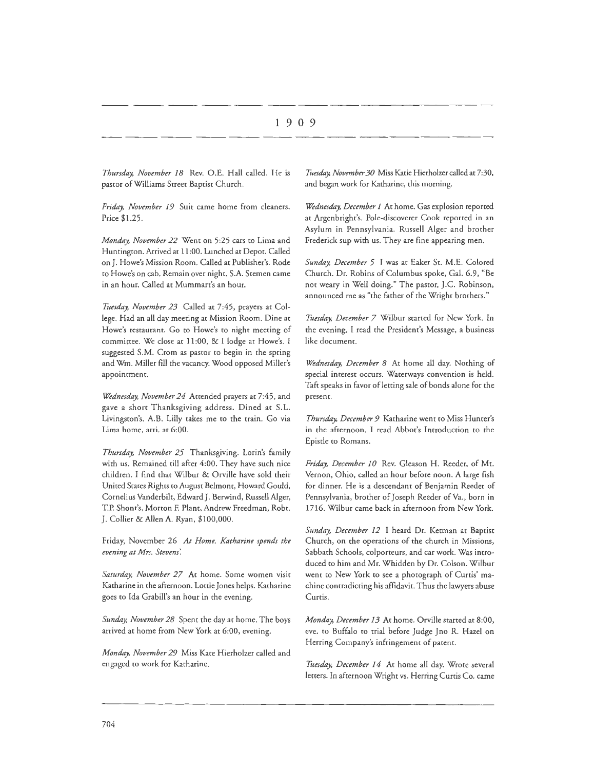# 1909

*Thursday, November 18* Rev. O.E. Hall called. He is pastor of Williams Street Baptist Church.

*Friday, November 19* Suit came home from cleaners. Price $1.25.

*Monday, November 22* Went on 5:25 cars to Lima and Huntington. Arrived at 11:00. Lunched at Depot. Called on J. Howe's Mission Room. Called at Publisher's. Rode to Howe's on cab. Remain over night. S.A. Stemen came in an hour. Called at Mummart's an hour.

*Tuesday, November 23* Called at 7:45, prayers at College. Had an all day meeting at Mission Room. Dine at Howe's restaurant. Go to Howe's to night meeting of committee. We close at 11:00, & I lodge at Howe's. I suggested S.M. Crom as pastor to begin in the spring and Wm. Miller fill the vacancy. Wood opposed Miller's appointment.

*Wednesday, November 24* Attended prayers at 7:45, and gave a short Thanksgiving address. Dined at S.L. Livingston's. A.B. Lilly takes me to the train. Go via Lima home, arri. at 6:00.

*Thursday, November 25* Thanksgiving. Lorin's family with us. Remained till after 4:00. They have such nice children. I find that Wilbur & Orville have sold their United States Rights to August Belmont, Howard Gould, Cornelius Vanderbilt, Edward J. Berwind, Russell Alger, T.P. Shont's, Morton F. Plant, Andrew Freedman, Robt. J. Collier & Allen A. Ryan, $100,000.

Friday, November 26 *At Home. Katharine spends the evening at Mrs. Stevens'.*

*Saturday, November 27* At home. Some women visit Katharine in the afternoon. Lottie Jones helps. Katharine goes to Ida Grabill's an hour in the evening.

*Sunday, November 28* Spent the day at home. The boys arrived at home from New York at 6:00, evening.

*Monday, November 29* Miss Kate Hierholzer called and engaged to work for Katharine.

*Tuesday, November 30* Miss Katie Hierholzer called at 7:30, and began work for Katharine, this morning.

*Wednesday, December 1* At home. Gas explosion reported at Argenbright's. Pole-discoverer Cook reported in an Asylum in Pennsylvania. Russell Alger and brother Frederick sup with us. They are fine appearing men.

*Sunday, December 5* I was at Eaker St. M.E. Colored Church. Dr. Robins of Columbus spoke, Gal. 6.9, "Be not weary in Well doing." The pastor, J.C. Robinson, announced me as "the father of the Wright brothers."

*Tuesday, December 7* Wilbur started for New York. In the evening, I read the President's Message, a business like document.

*Wednesday, December 8* At home all day. Nothing of special interest occurs. Waterways convention is held. Taft speaks in favor of letting sale of bonds alone for the present.

*Thursday, December 9* Katharine went to Miss Hunter's in the afternoon. I read Abbot's Introduction to the Epistle to Romans.

*Friday, December 10* Rev. Gleason H. Reeder, of Mt. Vernon, Ohio, called an hour before noon. A large fish for dinner. He is a descendant of Benjamin Reeder of Pennsylvania, brother of Joseph Reeder of Va., born in 1716. Wilbur came back in afternoon from New York.

*Sunday, December 12* I heard Dr. Ketman at Baptist Church, on the operations of the church in Missions, Sabbath Schools, colporteurs, and car work. Was introduced to him and Mr. Whidden by Dr. Colson. Wilbur went to New York to see a photograph of Curtis' machine contradicting his affidavit. Thus the lawyers abuse Curtis.

*Monday, December 13* At home. Orville started at 8:00, eve. to Buffalo to trial before Judge Jno R. Hazel on Herring Company's infringement of patent.

*Tuesday, December 14* At home all day. Wrote several letters. In afternoon Wright vs. Herring Curtis Co. came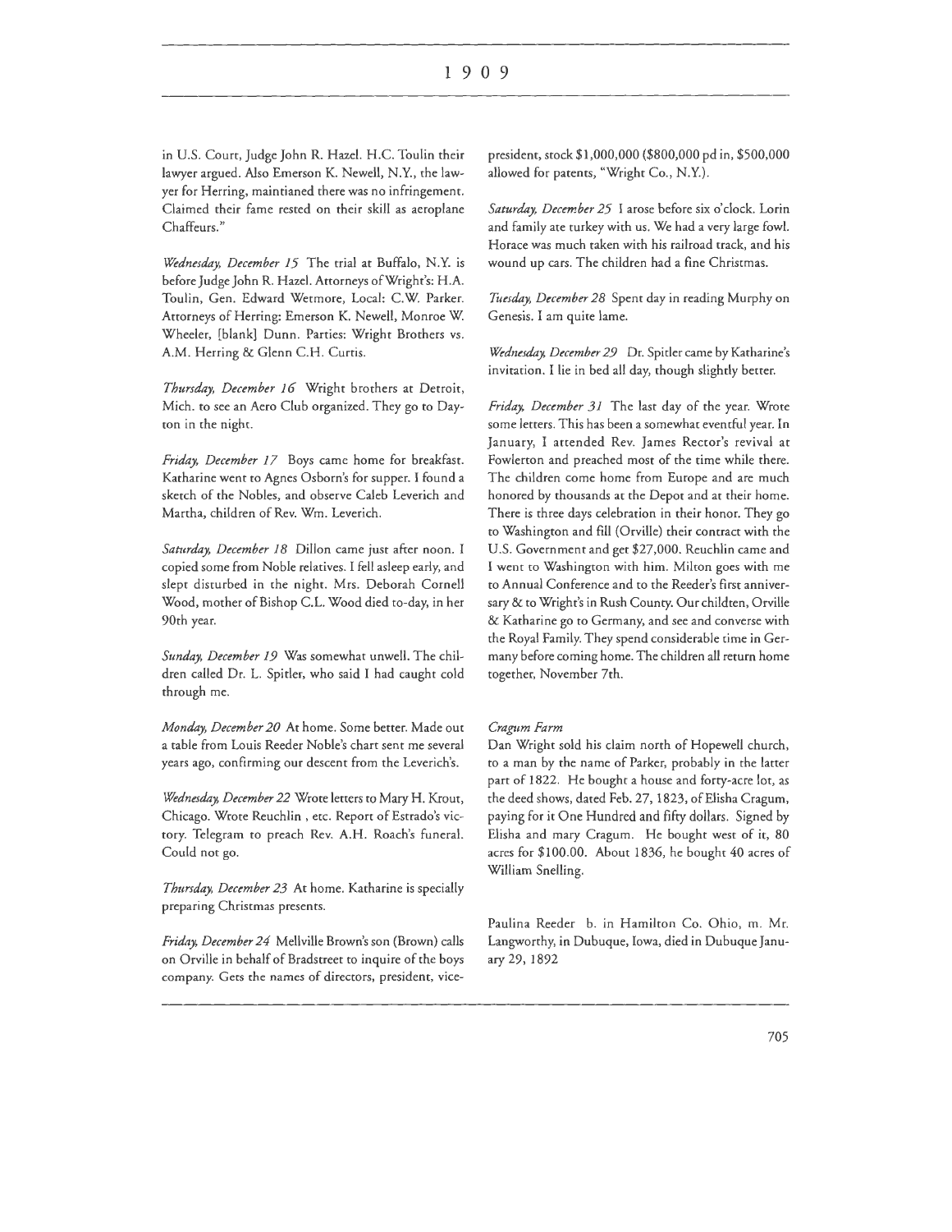in U.S. Court, Judge John R. Hazel. H.C. Toulin their lawyer argued. Also Emerson K. Newell, N.Y., the lawyer for Herring, maintianed there was no infringement. Claimed their fame rested on their skill as aeroplane Chaffeurs."

*Wednesday, December 15* The trial at Buffalo, N.Y. is before Judge John R. Hazel. Attorneys of Wright's: H.A. Toulin, Gen. Edward Wetmore, Local: C.W. Parker. Attorneys of Herring: Emerson K. Newell, Monroe W. Wheeler, [blank] Dunn. Parties: Wright Brothers vs. A.M. Herring & Glenn C.H. Curtis.

*Thursday, December 16* Wright brothers at Detroit, Mich. to see an Aero Club organized. They go to Dayton in the night.

*Friday, December 17* Boys came home for breakfast. Katharine went to Agnes Osborn's for supper. I found a sketch of the Nobles, and observe Caleb Leverich and Martha, children of Rev. Wm. Leverich.

*Saturday, December 18* Dillon came just after noon. I copied some from Noble relatives. I fell asleep early, and slept disturbed in the night. Mrs. Deborah Cornell Wood, mother of Bishop C.L. Wood died to-day, in her 90th year.

*Sunday, December 19* Was somewhat unwell. The children called Dr. L. Spitler, who said I had caught cold through me.

*Monday, December 20* At home. Some better. Made out a table from Louis Reeder Noble's chart sent me several years ago, confirming our descent from the Leverich's.

*Wednesday, December 22* Wrote letters to Mary H. Krout, Chicago. Wrote Reuchlin , etc. Report of Estrado's victory. Telegram to preach Rev. A.H. Roach's funeral. Could not go.

*Thursday, December 23* At home. Katharine is specially preparing Christmas presents.

*Friday, December 24* Mellville Brown's son (Brown) calls on Orville in behalf of Bradstreet to inquire of the boys company. Gets the names of directors, president, vice-president, stock $1,000,000 ($800,000 pd in, $500,000 allowed for patents, "Wright Co., N.Y.).

*Saturday, December 25* I arose before six o'clock. Lorin and family ate turkey with us. We had a very large fowl. Horace was much taken with his railroad track, and his wound up cars. The children had a fine Christmas.

*Tuesday, December 28* Spent day in reading Murphy on Genesis. I am quite lame.

*Wednesday, December 29* Dr. Spitler came by Katharine's invitation. I lie in bed all day, though slightly better.

*Friday, December 31* The last day of the year. Wrote some letters. This has been a somewhat eventful year. In January, I attended Rev. James Rector's revival at Fowlerton and preached most of the time while there. The children come home from Europe and are much honored by thousands at the Depot and at their home. There is three days celebration in their honor. They go to Washington and fill (Orville) their contract with the U.S. Government and get $27,000. Reuchlin came and I went to Washington with him. Milton goes with me to Annual Conference and to the Reeder's first anniversary & to Wright's in Rush County. Our children, Orville & Katharine go to Germany, and see and converse with the Royal Family. They spend considerable time in Germany before coming home. The children all return home together, November 7th.

*Cragum Farm*

Dan Wright sold his claim north of Hopewell church, to a man by the name of Parker, probably in the latter part of 1822. He bought a house and forty-acre lot, as the deed shows, dated Feb. 27, 1823, of Elisha Cragum, paying for it One Hundred and fifty dollars. Signed by Elisha and mary Cragum. He bought west of it, 80 acres for $100.00. About 1836, he bought 40 acres of William Snelling.

Paulina Reeder b. in Hamilton Co. Ohio, m. Mr. Langworthy, in Dubuque, Iowa, died in Dubuque January 29, 1892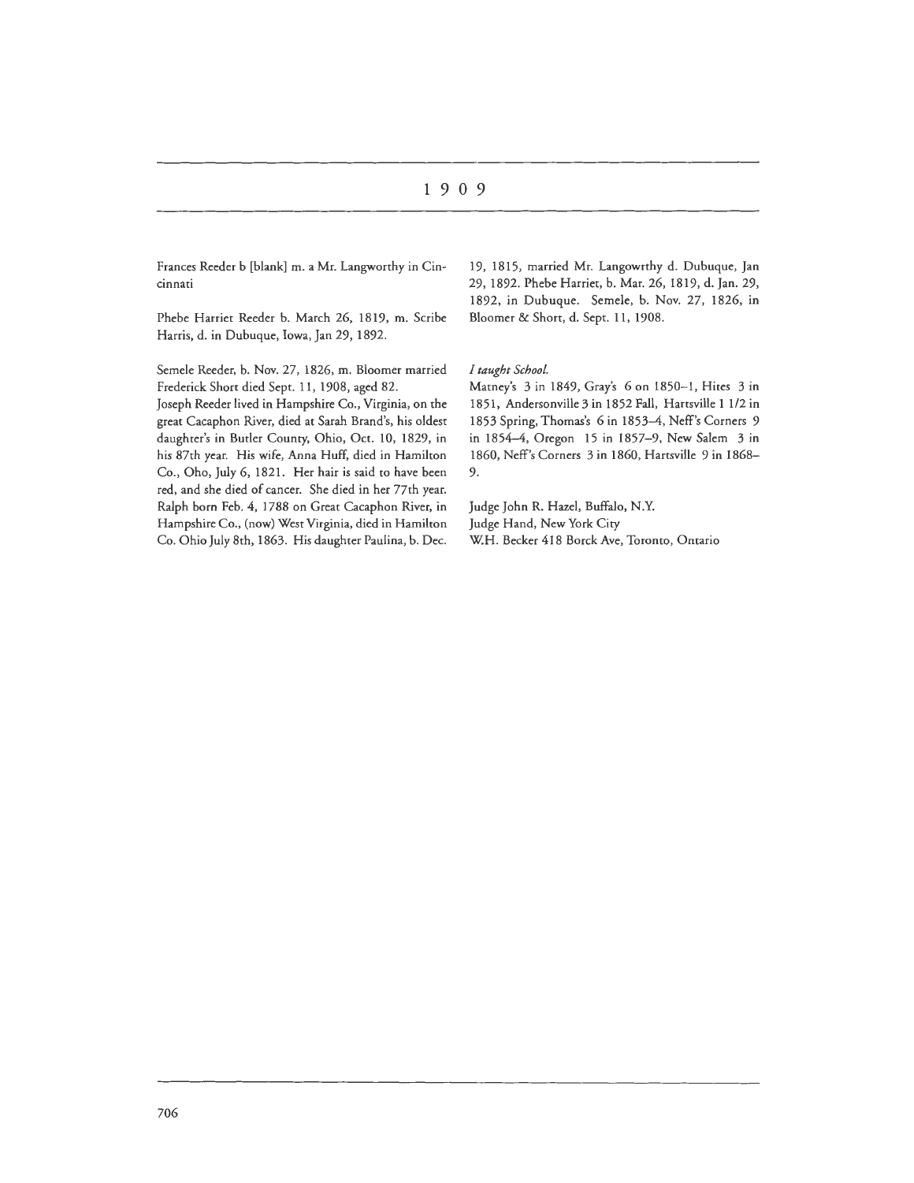# 1909

Frances Reeder b [blank] m. a Mr. Langworthy in Cincinnati

Phebe Harriet Reeder b. March 26, 1819, m. Scribe Harris, d. in Dubuque, Iowa, Jan 29, 1892.

Semele Reeder, b. Nov. 27, 1826, m. Bloomer married Frederick Short died Sept. 11, 1908, aged 82.

Joseph Reeder lived in Hampshire Co., Virginia, on the great Cacaphon River, died at Sarah Brand's, his oldest daughter's in Butler County, Ohio, Oct. 10, 1829, in his 87th year. His wife, Anna Huff, died in Hamilton Co., Oho, July 6, 1821. Her hair is said to have been red, and she died of cancer. She died in her 77th year. Ralph born Feb. 4, 1788 on Great Cacaphon River, in Hampshire Co., (now) West Virginia, died in Hamilton Co. Ohio July 8th, 1863. His daughter Paulina, b. Dec. 19, 1815, married Mr. Langowrthy d. Dubuque, Jan 29, 1892. Phebe Harriet, b. Mar. 26, 1819, d. Jan. 29, 1892, in Dubuque. Semele, b. Nov. 27, 1826, in Bloomer & Short, d. Sept. 11, 1908.

*I taught School.*

Matney's 3 in 1849, Gray's 6 on 1850–1, Hites 3 in 1851, Andersonville 3 in 1852 Fall, Hartsville 1 1/2 in 1853 Spring, Thomas's 6 in 1853–4, Neff's Corners 9 in 1854–4, Oregon 15 in 1857–9, New Salem 3 in 1860, Neff's Corners 3 in 1860, Hartsville 9 in 1868–9.

Judge John R. Hazel, Buffalo, N.Y.
Judge Hand, New York City
W.H. Becker 418 Borck Ave, Toronto, Ontario